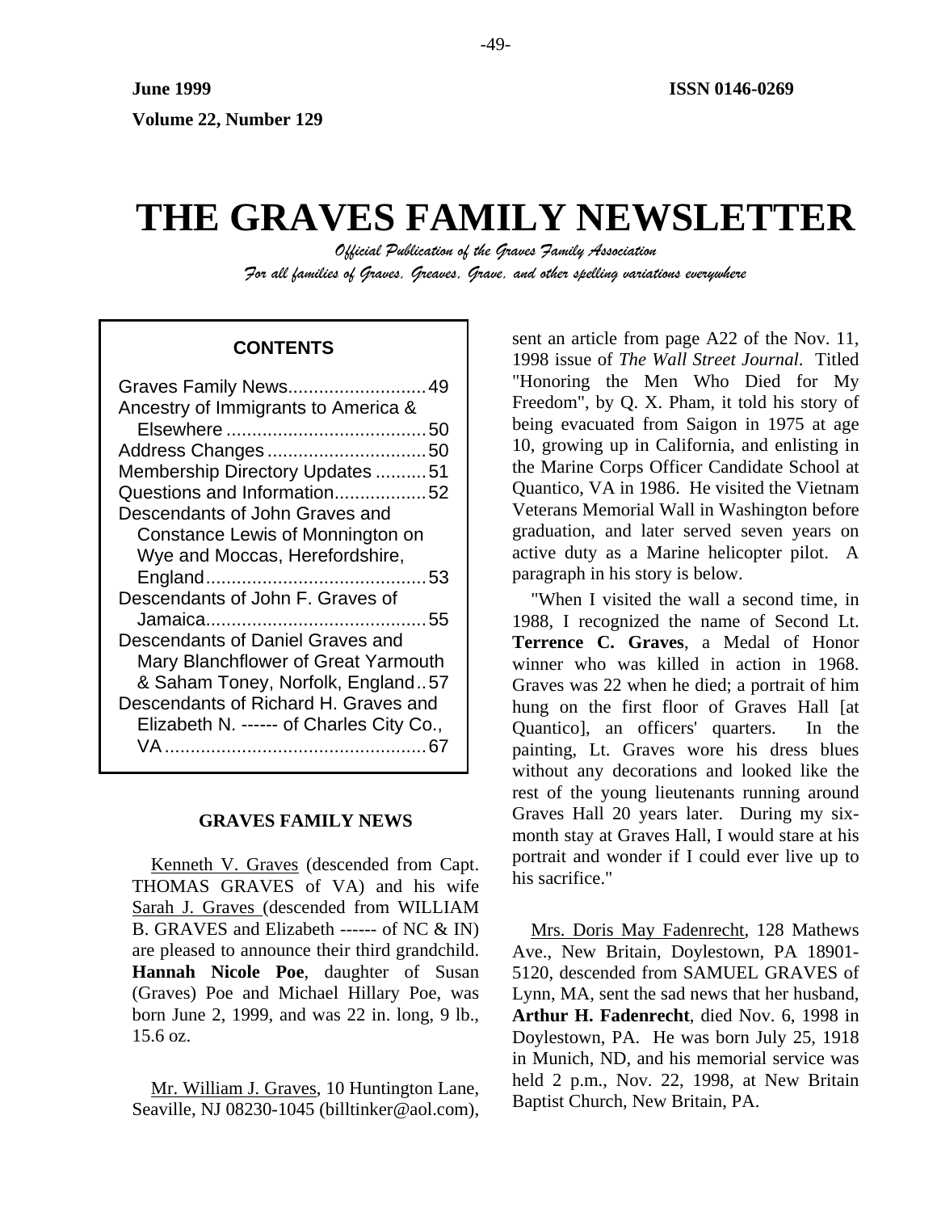June 1999

Volume 22, Number 129

ISSN 0146-0269

# THE GRAVES FAMILY NEWSLETTER

*Official Publication of the Graves Family Association*

*For all families of Graves, Greaves, Grave, and other spelling variations everywhere*

**CONTENTS**

Graves Family News...........................49
Ancestry of Immigrants to America & Elsewhere.......................................50
Address Changes...............................50
Membership Directory Updates..........51
Questions and Information..................52
Descendants of John Graves and Constance Lewis of Monnington on Wye and Moccas, Herefordshire, England...........................................53
Descendants of John F. Graves of Jamaica...........................................55
Descendants of Daniel Graves and Mary Blanchflower of Great Yarmouth & Saham Toney, Norfolk, England..57
Descendants of Richard H. Graves and Elizabeth N. ------ of Charles City Co., VA...................................................67

## GRAVES FAMILY NEWS

Kenneth V. Graves (descended from Capt. THOMAS GRAVES of VA) and his wife Sarah J. Graves (descended from WILLIAM B. GRAVES and Elizabeth ------ of NC & IN) are pleased to announce their third grandchild. **Hannah Nicole Poe**, daughter of Susan (Graves) Poe and Michael Hillary Poe, was born June 2, 1999, and was 22 in. long, 9 lb., 15.6 oz.

Mr. William J. Graves, 10 Huntington Lane, Seaville, NJ 08230-1045 (billtinker@aol.com), sent an article from page A22 of the Nov. 11, 1998 issue of *The Wall Street Journal*. Titled "Honoring the Men Who Died for My Freedom", by Q. X. Pham, it told his story of being evacuated from Saigon in 1975 at age 10, growing up in California, and enlisting in the Marine Corps Officer Candidate School at Quantico, VA in 1986. He visited the Vietnam Veterans Memorial Wall in Washington before graduation, and later served seven years on active duty as a Marine helicopter pilot. A paragraph in his story is below.

"When I visited the wall a second time, in 1988, I recognized the name of Second Lt. **Terrence C. Graves**, a Medal of Honor winner who was killed in action in 1968. Graves was 22 when he died; a portrait of him hung on the first floor of Graves Hall [at Quantico], an officers' quarters. In the painting, Lt. Graves wore his dress blues without any decorations and looked like the rest of the young lieutenants running around Graves Hall 20 years later. During my six-month stay at Graves Hall, I would stare at his portrait and wonder if I could ever live up to his sacrifice."

Mrs. Doris May Fadenrecht, 128 Mathews Ave., New Britain, Doylestown, PA 18901-5120, descended from SAMUEL GRAVES of Lynn, MA, sent the sad news that her husband, **Arthur H. Fadenrecht**, died Nov. 6, 1998 in Doylestown, PA. He was born July 25, 1918 in Munich, ND, and his memorial service was held 2 p.m., Nov. 22, 1998, at New Britain Baptist Church, New Britain, PA.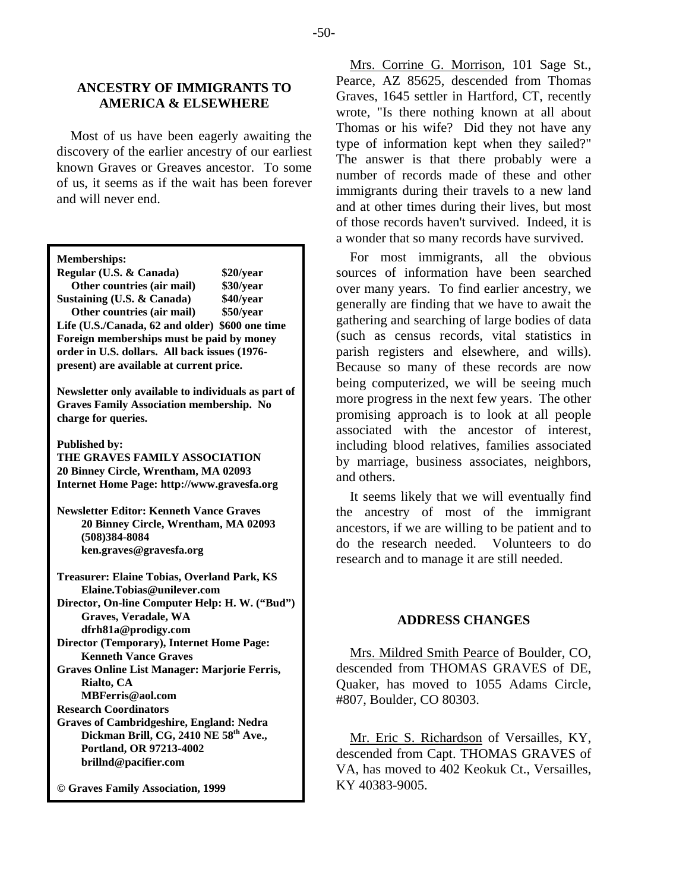## ANCESTRY OF IMMIGRANTS TO AMERICA & ELSEWHERE

Most of us have been eagerly awaiting the discovery of the earlier ancestry of our earliest known Graves or Greaves ancestor. To some of us, it seems as if the wait has been forever and will never end.

Mrs. Corrine G. Morrison, 101 Sage St., Pearce, AZ 85625, descended from Thomas Graves, 1645 settler in Hartford, CT, recently wrote, "Is there nothing known at all about Thomas or his wife? Did they not have any type of information kept when they sailed?" The answer is that there probably were a number of records made of these and other immigrants during their travels to a new land and at other times during their lives, but most of those records haven't survived. Indeed, it is a wonder that so many records have survived.

For most immigrants, all the obvious sources of information have been searched over many years. To find earlier ancestry, we generally are finding that we have to await the gathering and searching of large bodies of data (such as census records, vital statistics in parish registers and elsewhere, and wills). Because so many of these records are now being computerized, we will be seeing much more progress in the next few years. The other promising approach is to look at all people associated with the ancestor of interest, including blood relatives, families associated by marriage, business associates, neighbors, and others.

It seems likely that we will eventually find the ancestry of most of the immigrant ancestors, if we are willing to be patient and to do the research needed. Volunteers to do research and to manage it are still needed.

**Memberships:**

| | |
|---|---|
| **Regular (U.S. & Canada)** | **$20/year** |
| **Other countries (air mail)** | **$30/year** |
| **Sustaining (U.S. & Canada)** | **$40/year** |
| **Other countries (air mail)** | **$50/year** |
| **Life (U.S./Canada, 62 and older)** | **$600 one time** |

**Foreign memberships must be paid by money order in U.S. dollars. All back issues (1976-present) are available at current price.**

**Newsletter only available to individuals as part of Graves Family Association membership. No charge for queries.**

**Published by:**
**THE GRAVES FAMILY ASSOCIATION**
**20 Binney Circle, Wrentham, MA 02093**
**Internet Home Page: http://www.gravesfa.org**

**Newsletter Editor: Kenneth Vance Graves**
**20 Binney Circle, Wrentham, MA 02093**
**(508)384-8084**
**ken.graves@gravesfa.org**

**Treasurer: Elaine Tobias, Overland Park, KS**
**Elaine.Tobias@unilever.com**
**Director, On-line Computer Help: H. W. ("Bud") Graves, Veradale, WA**
**dfrh81a@prodigy.com**
**Director (Temporary), Internet Home Page: Kenneth Vance Graves**
**Graves Online List Manager: Marjorie Ferris, Rialto, CA**
**MBFerris@aol.com**
**Research Coordinators**
**Graves of Cambridgeshire, England: Nedra Dickman Brill, CG, 2410 NE 58th Ave., Portland, OR 97213-4002**
**brillnd@pacifier.com**

**© Graves Family Association, 1999**

## ADDRESS CHANGES

Mrs. Mildred Smith Pearce of Boulder, CO, descended from THOMAS GRAVES of DE, Quaker, has moved to 1055 Adams Circle, #807, Boulder, CO 80303.

Mr. Eric S. Richardson of Versailles, KY, descended from Capt. THOMAS GRAVES of VA, has moved to 402 Keokuk Ct., Versailles, KY 40383-9005.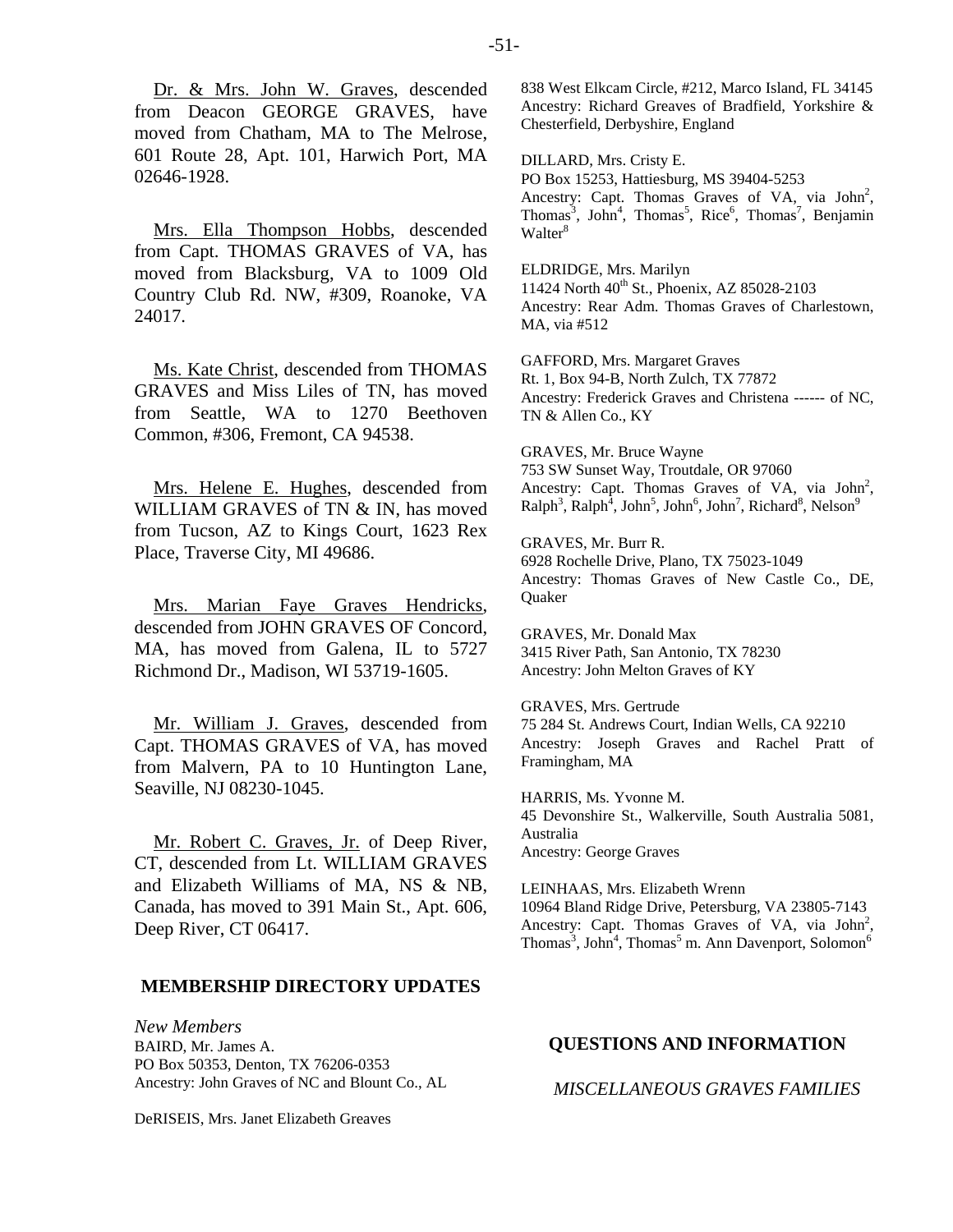<u>Dr. & Mrs. John W. Graves</u>, descended from Deacon GEORGE GRAVES, have moved from Chatham, MA to The Melrose, 601 Route 28, Apt. 101, Harwich Port, MA 02646-1928.

<u>Mrs. Ella Thompson Hobbs</u>, descended from Capt. THOMAS GRAVES of VA, has moved from Blacksburg, VA to 1009 Old Country Club Rd. NW, #309, Roanoke, VA 24017.

<u>Ms. Kate Christ</u>, descended from THOMAS GRAVES and Miss Liles of TN, has moved from Seattle, WA to 1270 Beethoven Common, #306, Fremont, CA 94538.

<u>Mrs. Helene E. Hughes</u>, descended from WILLIAM GRAVES of TN & IN, has moved from Tucson, AZ to Kings Court, 1623 Rex Place, Traverse City, MI 49686.

<u>Mrs. Marian Faye Graves Hendricks</u>, descended from JOHN GRAVES OF Concord, MA, has moved from Galena, IL to 5727 Richmond Dr., Madison, WI 53719-1605.

<u>Mr. William J. Graves</u>, descended from Capt. THOMAS GRAVES of VA, has moved from Malvern, PA to 10 Huntington Lane, Seaville, NJ 08230-1045.

<u>Mr. Robert C. Graves, Jr.</u> of Deep River, CT, descended from Lt. WILLIAM GRAVES and Elizabeth Williams of MA, NS & NB, Canada, has moved to 391 Main St., Apt. 606, Deep River, CT 06417.

## MEMBERSHIP DIRECTORY UPDATES

*New Members*

BAIRD, Mr. James A.
PO Box 50353, Denton, TX 76206-0353
Ancestry: John Graves of NC and Blount Co., AL

DeRISEIS, Mrs. Janet Elizabeth Greaves
838 West Elkcam Circle, #212, Marco Island, FL 34145
Ancestry: Richard Greaves of Bradfield, Yorkshire & Chesterfield, Derbyshire, England

DILLARD, Mrs. Cristy E.
PO Box 15253, Hattiesburg, MS 39404-5253
Ancestry: Capt. Thomas Graves of VA, via John[2], Thomas[3], John[4], Thomas[5], Rice[6], Thomas[7], Benjamin Walter[8]

ELDRIDGE, Mrs. Marilyn
11424 North 40th St., Phoenix, AZ 85028-2103
Ancestry: Rear Adm. Thomas Graves of Charlestown, MA, via #512

GAFFORD, Mrs. Margaret Graves
Rt. 1, Box 94-B, North Zulch, TX 77872
Ancestry: Frederick Graves and Christena ------ of NC, TN & Allen Co., KY

GRAVES, Mr. Bruce Wayne
753 SW Sunset Way, Troutdale, OR 97060
Ancestry: Capt. Thomas Graves of VA, via John[2], Ralph[3], Ralph[4], John[5], John[6], John[7], Richard[8], Nelson[9]

GRAVES, Mr. Burr R.
6928 Rochelle Drive, Plano, TX 75023-1049
Ancestry: Thomas Graves of New Castle Co., DE, Quaker

GRAVES, Mr. Donald Max
3415 River Path, San Antonio, TX 78230
Ancestry: John Melton Graves of KY

GRAVES, Mrs. Gertrude
75 284 St. Andrews Court, Indian Wells, CA 92210
Ancestry: Joseph Graves and Rachel Pratt of Framingham, MA

HARRIS, Ms. Yvonne M.
45 Devonshire St., Walkerville, South Australia 5081, Australia
Ancestry: George Graves

LEINHAAS, Mrs. Elizabeth Wrenn
10964 Bland Ridge Drive, Petersburg, VA 23805-7143
Ancestry: Capt. Thomas Graves of VA, via John[2], Thomas[3], John[4], Thomas[5] m. Ann Davenport, Solomon[6]

## QUESTIONS AND INFORMATION

### *MISCELLANEOUS GRAVES FAMILIES*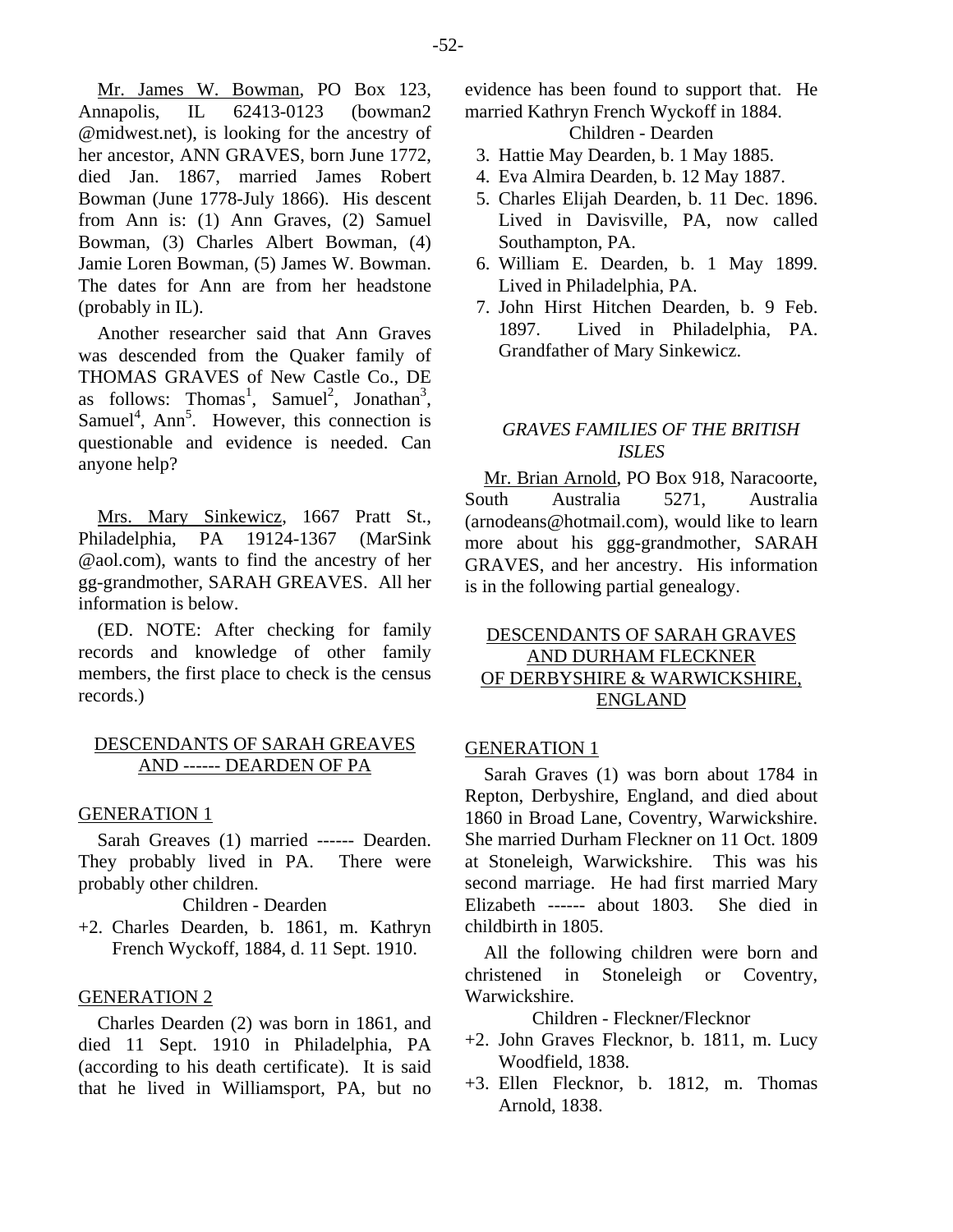Mr. James W. Bowman, PO Box 123, Annapolis, IL 62413-0123 (bowman2 @midwest.net), is looking for the ancestry of her ancestor, ANN GRAVES, born June 1772, died Jan. 1867, married James Robert Bowman (June 1778-July 1866). His descent from Ann is: (1) Ann Graves, (2) Samuel Bowman, (3) Charles Albert Bowman, (4) Jamie Loren Bowman, (5) James W. Bowman. The dates for Ann are from her headstone (probably in IL).

Another researcher said that Ann Graves was descended from the Quaker family of THOMAS GRAVES of New Castle Co., DE as follows: Thomas[1], Samuel[2], Jonathan[3], Samuel[4], Ann[5]. However, this connection is questionable and evidence is needed. Can anyone help?

Mrs. Mary Sinkewicz, 1667 Pratt St., Philadelphia, PA 19124-1367 (MarSink @aol.com), wants to find the ancestry of her gg-grandmother, SARAH GREAVES. All her information is below.

(ED. NOTE: After checking for family records and knowledge of other family members, the first place to check is the census records.)

## DESCENDANTS OF SARAH GREAVES AND ------ DEARDEN OF PA

### GENERATION 1

Sarah Greaves (1) married ------ Dearden. They probably lived in PA. There were probably other children.

Children - Dearden

+2. Charles Dearden, b. 1861, m. Kathryn French Wyckoff, 1884, d. 11 Sept. 1910.

### GENERATION 2

Charles Dearden (2) was born in 1861, and died 11 Sept. 1910 in Philadelphia, PA (according to his death certificate). It is said that he lived in Williamsport, PA, but no evidence has been found to support that. He married Kathryn French Wyckoff in 1884.

Children - Dearden

3. Hattie May Dearden, b. 1 May 1885.
4. Eva Almira Dearden, b. 12 May 1887.
5. Charles Elijah Dearden, b. 11 Dec. 1896. Lived in Davisville, PA, now called Southampton, PA.
6. William E. Dearden, b. 1 May 1899. Lived in Philadelphia, PA.
7. John Hirst Hitchen Dearden, b. 9 Feb. 1897. Lived in Philadelphia, PA. Grandfather of Mary Sinkewicz.

## *GRAVES FAMILIES OF THE BRITISH ISLES*

Mr. Brian Arnold, PO Box 918, Naracoorte, South Australia 5271, Australia (arnodeans@hotmail.com), would like to learn more about his ggg-grandmother, SARAH GRAVES, and her ancestry. His information is in the following partial genealogy.

## DESCENDANTS OF SARAH GRAVES AND DURHAM FLECKNER OF DERBYSHIRE & WARWICKSHIRE, ENGLAND

### GENERATION 1

Sarah Graves (1) was born about 1784 in Repton, Derbyshire, England, and died about 1860 in Broad Lane, Coventry, Warwickshire. She married Durham Fleckner on 11 Oct. 1809 at Stoneleigh, Warwickshire. This was his second marriage. He had first married Mary Elizabeth ------ about 1803. She died in childbirth in 1805.

All the following children were born and christened in Stoneleigh or Coventry, Warwickshire.

Children - Fleckner/Flecknor

+2. John Graves Flecknor, b. 1811, m. Lucy Woodfield, 1838.
+3. Ellen Flecknor, b. 1812, m. Thomas Arnold, 1838.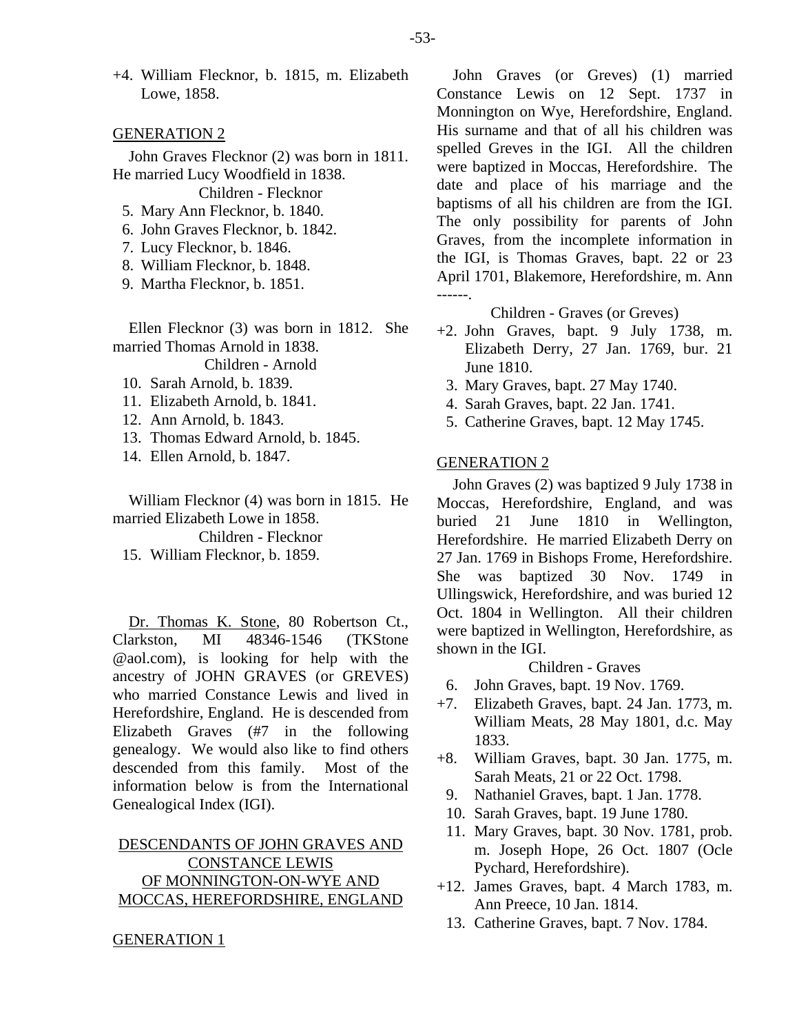+4. William Flecknor, b. 1815, m. Elizabeth Lowe, 1858.

GENERATION 2

John Graves Flecknor (2) was born in 1811. He married Lucy Woodfield in 1838.

Children - Flecknor

5. Mary Ann Flecknor, b. 1840.
6. John Graves Flecknor, b. 1842.
7. Lucy Flecknor, b. 1846.
8. William Flecknor, b. 1848.
9. Martha Flecknor, b. 1851.

Ellen Flecknor (3) was born in 1812. She married Thomas Arnold in 1838.

Children - Arnold

10. Sarah Arnold, b. 1839.
11. Elizabeth Arnold, b. 1841.
12. Ann Arnold, b. 1843.
13. Thomas Edward Arnold, b. 1845.
14. Ellen Arnold, b. 1847.

William Flecknor (4) was born in 1815. He married Elizabeth Lowe in 1858.

Children - Flecknor

15. William Flecknor, b. 1859.

Dr. Thomas K. Stone, 80 Robertson Ct., Clarkston, MI 48346-1546 (TKStone @aol.com), is looking for help with the ancestry of JOHN GRAVES (or GREVES) who married Constance Lewis and lived in Herefordshire, England. He is descended from Elizabeth Graves (#7 in the following genealogy. We would also like to find others descended from this family. Most of the information below is from the International Genealogical Index (IGI).

DESCENDANTS OF JOHN GRAVES AND CONSTANCE LEWIS OF MONNINGTON-ON-WYE AND MOCCAS, HEREFORDSHIRE, ENGLAND

GENERATION 1

John Graves (or Greves) (1) married Constance Lewis on 12 Sept. 1737 in Monnington on Wye, Herefordshire, England. His surname and that of all his children was spelled Greves in the IGI. All the children were baptized in Moccas, Herefordshire. The date and place of his marriage and the baptisms of all his children are from the IGI. The only possibility for parents of John Graves, from the incomplete information in the IGI, is Thomas Graves, bapt. 22 or 23 April 1701, Blakemore, Herefordshire, m. Ann ------.

Children - Graves (or Greves)

+2. John Graves, bapt. 9 July 1738, m. Elizabeth Derry, 27 Jan. 1769, bur. 21 June 1810.
3. Mary Graves, bapt. 27 May 1740.
4. Sarah Graves, bapt. 22 Jan. 1741.
5. Catherine Graves, bapt. 12 May 1745.

GENERATION 2

John Graves (2) was baptized 9 July 1738 in Moccas, Herefordshire, England, and was buried 21 June 1810 in Wellington, Herefordshire. He married Elizabeth Derry on 27 Jan. 1769 in Bishops Frome, Herefordshire. She was baptized 30 Nov. 1749 in Ullingswick, Herefordshire, and was buried 12 Oct. 1804 in Wellington. All their children were baptized in Wellington, Herefordshire, as shown in the IGI.

Children - Graves

6. John Graves, bapt. 19 Nov. 1769.
+7. Elizabeth Graves, bapt. 24 Jan. 1773, m. William Meats, 28 May 1801, d.c. May 1833.
+8. William Graves, bapt. 30 Jan. 1775, m. Sarah Meats, 21 or 22 Oct. 1798.
9. Nathaniel Graves, bapt. 1 Jan. 1778.
10. Sarah Graves, bapt. 19 June 1780.
11. Mary Graves, bapt. 30 Nov. 1781, prob. m. Joseph Hope, 26 Oct. 1807 (Ocle Pychard, Herefordshire).
+12. James Graves, bapt. 4 March 1783, m. Ann Preece, 10 Jan. 1814.
13. Catherine Graves, bapt. 7 Nov. 1784.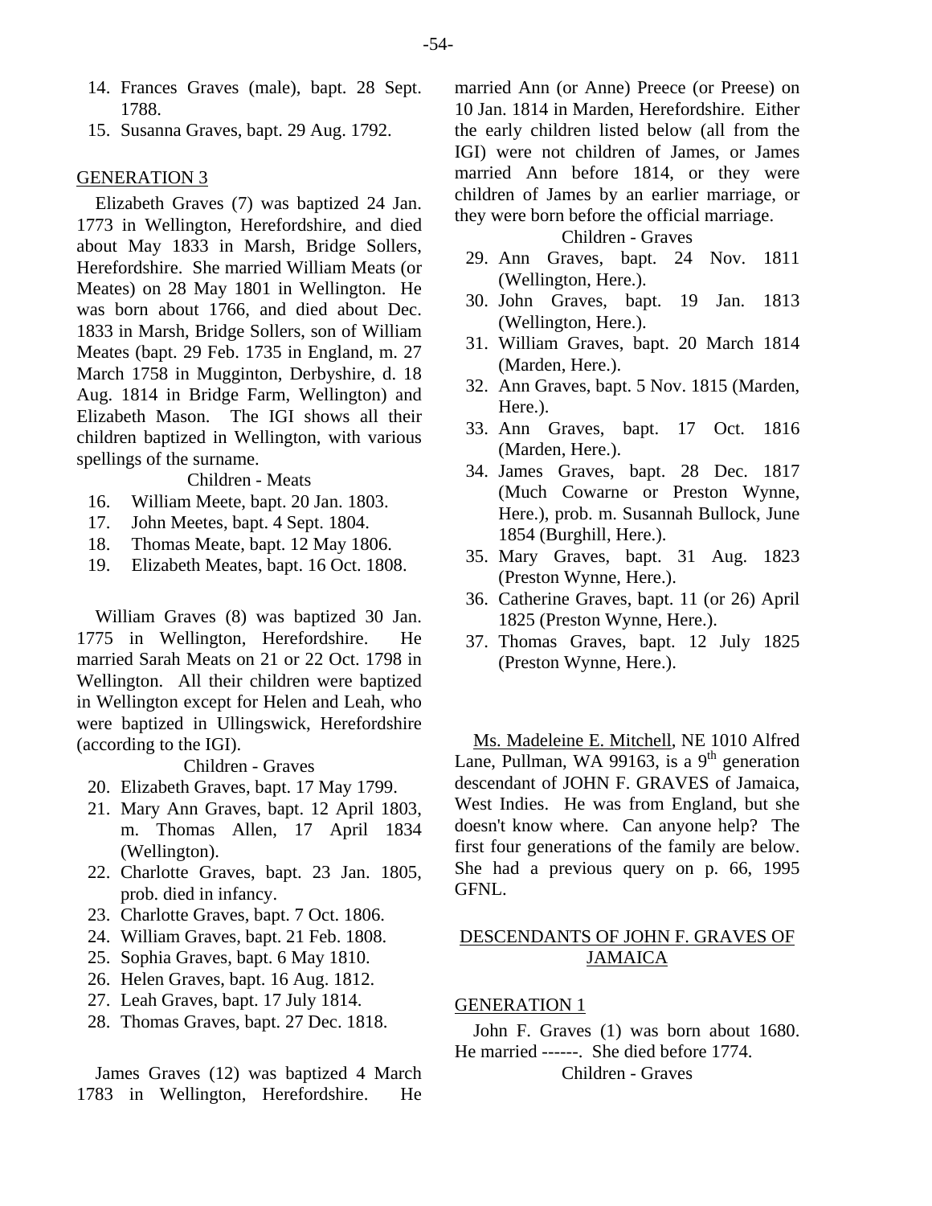14. Frances Graves (male), bapt. 28 Sept. 1788.
15. Susanna Graves, bapt. 29 Aug. 1792.

## GENERATION 3

Elizabeth Graves (7) was baptized 24 Jan. 1773 in Wellington, Herefordshire, and died about May 1833 in Marsh, Bridge Sollers, Herefordshire. She married William Meats (or Meates) on 28 May 1801 in Wellington. He was born about 1766, and died about Dec. 1833 in Marsh, Bridge Sollers, son of William Meates (bapt. 29 Feb. 1735 in England, m. 27 March 1758 in Mugginton, Derbyshire, d. 18 Aug. 1814 in Bridge Farm, Wellington) and Elizabeth Mason. The IGI shows all their children baptized in Wellington, with various spellings of the surname.

Children - Meats

16. William Meete, bapt. 20 Jan. 1803.
17. John Meetes, bapt. 4 Sept. 1804.
18. Thomas Meate, bapt. 12 May 1806.
19. Elizabeth Meates, bapt. 16 Oct. 1808.

William Graves (8) was baptized 30 Jan. 1775 in Wellington, Herefordshire. He married Sarah Meats on 21 or 22 Oct. 1798 in Wellington. All their children were baptized in Wellington except for Helen and Leah, who were baptized in Ullingswick, Herefordshire (according to the IGI).

Children - Graves

20. Elizabeth Graves, bapt. 17 May 1799.
21. Mary Ann Graves, bapt. 12 April 1803, m. Thomas Allen, 17 April 1834 (Wellington).
22. Charlotte Graves, bapt. 23 Jan. 1805, prob. died in infancy.
23. Charlotte Graves, bapt. 7 Oct. 1806.
24. William Graves, bapt. 21 Feb. 1808.
25. Sophia Graves, bapt. 6 May 1810.
26. Helen Graves, bapt. 16 Aug. 1812.
27. Leah Graves, bapt. 17 July 1814.
28. Thomas Graves, bapt. 27 Dec. 1818.

James Graves (12) was baptized 4 March 1783 in Wellington, Herefordshire. He married Ann (or Anne) Preece (or Preese) on 10 Jan. 1814 in Marden, Herefordshire. Either the early children listed below (all from the IGI) were not children of James, or James married Ann before 1814, or they were children of James by an earlier marriage, or they were born before the official marriage.

Children - Graves

29. Ann Graves, bapt. 24 Nov. 1811 (Wellington, Here.).
30. John Graves, bapt. 19 Jan. 1813 (Wellington, Here.).
31. William Graves, bapt. 20 March 1814 (Marden, Here.).
32. Ann Graves, bapt. 5 Nov. 1815 (Marden, Here.).
33. Ann Graves, bapt. 17 Oct. 1816 (Marden, Here.).
34. James Graves, bapt. 28 Dec. 1817 (Much Cowarne or Preston Wynne, Here.), prob. m. Susannah Bullock, June 1854 (Burghill, Here.).
35. Mary Graves, bapt. 31 Aug. 1823 (Preston Wynne, Here.).
36. Catherine Graves, bapt. 11 (or 26) April 1825 (Preston Wynne, Here.).
37. Thomas Graves, bapt. 12 July 1825 (Preston Wynne, Here.).

Ms. Madeleine E. Mitchell, NE 1010 Alfred Lane, Pullman, WA 99163, is a 9th generation descendant of JOHN F. GRAVES of Jamaica, West Indies. He was from England, but she doesn't know where. Can anyone help? The first four generations of the family are below. She had a previous query on p. 66, 1995 GFNL.

## DESCENDANTS OF JOHN F. GRAVES OF JAMAICA

## GENERATION 1

John F. Graves (1) was born about 1680. He married ------. She died before 1774.

Children - Graves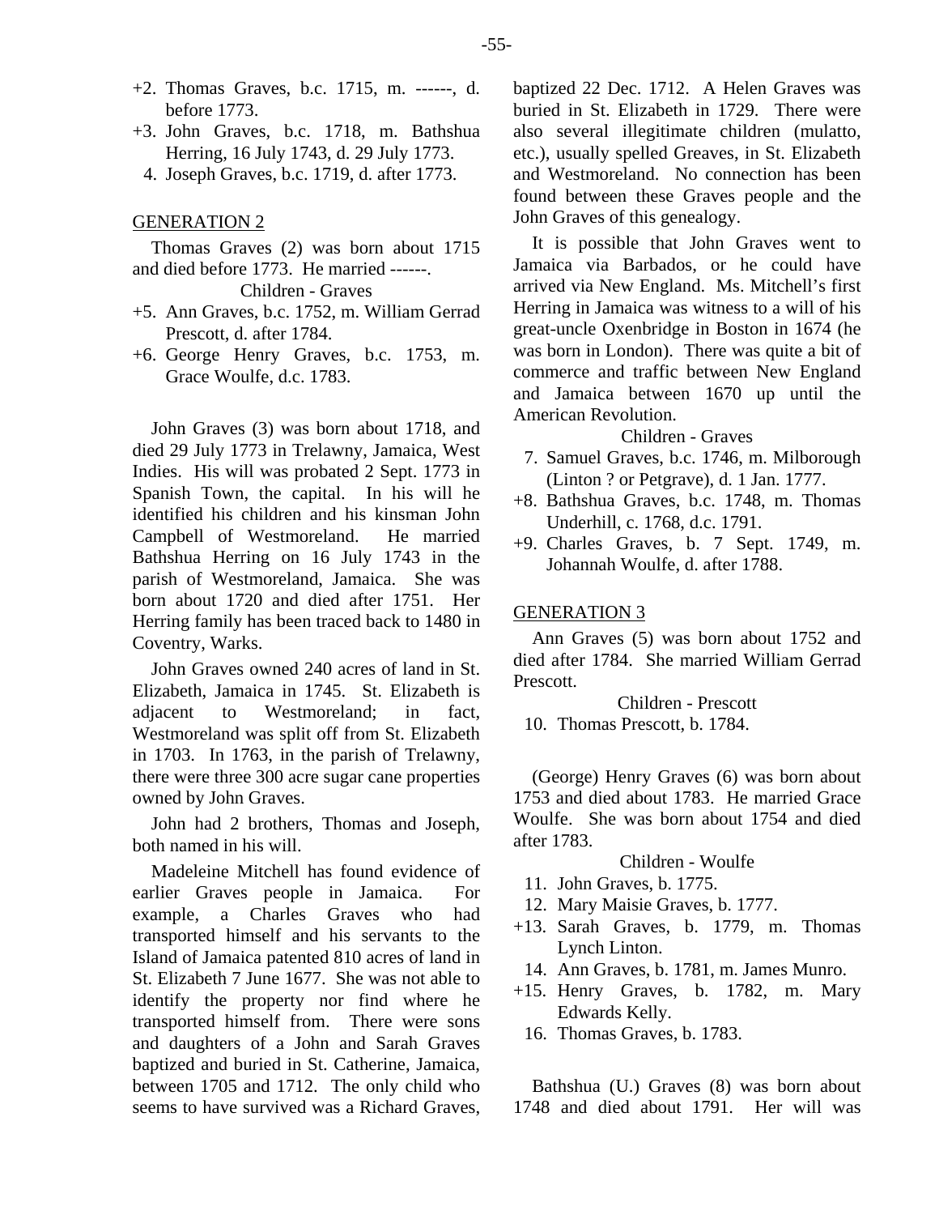+2. Thomas Graves, b.c. 1715, m. ------, d. before 1773.
+3. John Graves, b.c. 1718, m. Bathshua Herring, 16 July 1743, d. 29 July 1773.
4. Joseph Graves, b.c. 1719, d. after 1773.

## GENERATION 2

Thomas Graves (2) was born about 1715 and died before 1773. He married ------.

Children - Graves

+5. Ann Graves, b.c. 1752, m. William Gerrad Prescott, d. after 1784.
+6. George Henry Graves, b.c. 1753, m. Grace Woulfe, d.c. 1783.

John Graves (3) was born about 1718, and died 29 July 1773 in Trelawny, Jamaica, West Indies. His will was probated 2 Sept. 1773 in Spanish Town, the capital. In his will he identified his children and his kinsman John Campbell of Westmoreland. He married Bathshua Herring on 16 July 1743 in the parish of Westmoreland, Jamaica. She was born about 1720 and died after 1751. Her Herring family has been traced back to 1480 in Coventry, Warks.

John Graves owned 240 acres of land in St. Elizabeth, Jamaica in 1745. St. Elizabeth is adjacent to Westmoreland; in fact, Westmoreland was split off from St. Elizabeth in 1703. In 1763, in the parish of Trelawny, there were three 300 acre sugar cane properties owned by John Graves.

John had 2 brothers, Thomas and Joseph, both named in his will.

Madeleine Mitchell has found evidence of earlier Graves people in Jamaica. For example, a Charles Graves who had transported himself and his servants to the Island of Jamaica patented 810 acres of land in St. Elizabeth 7 June 1677. She was not able to identify the property nor find where he transported himself from. There were sons and daughters of a John and Sarah Graves baptized and buried in St. Catherine, Jamaica, between 1705 and 1712. The only child who seems to have survived was a Richard Graves, baptized 22 Dec. 1712. A Helen Graves was buried in St. Elizabeth in 1729. There were also several illegitimate children (mulatto, etc.), usually spelled Greaves, in St. Elizabeth and Westmoreland. No connection has been found between these Graves people and the John Graves of this genealogy.

It is possible that John Graves went to Jamaica via Barbados, or he could have arrived via New England. Ms. Mitchell's first Herring in Jamaica was witness to a will of his great-uncle Oxenbridge in Boston in 1674 (he was born in London). There was quite a bit of commerce and traffic between New England and Jamaica between 1670 up until the American Revolution.

Children - Graves

7. Samuel Graves, b.c. 1746, m. Milborough (Linton ? or Petgrave), d. 1 Jan. 1777.
+8. Bathshua Graves, b.c. 1748, m. Thomas Underhill, c. 1768, d.c. 1791.
+9. Charles Graves, b. 7 Sept. 1749, m. Johannah Woulfe, d. after 1788.

## GENERATION 3

Ann Graves (5) was born about 1752 and died after 1784. She married William Gerrad Prescott.

Children - Prescott

10. Thomas Prescott, b. 1784.

(George) Henry Graves (6) was born about 1753 and died about 1783. He married Grace Woulfe. She was born about 1754 and died after 1783.

Children - Woulfe

11. John Graves, b. 1775.
12. Mary Maisie Graves, b. 1777.
+13. Sarah Graves, b. 1779, m. Thomas Lynch Linton.
14. Ann Graves, b. 1781, m. James Munro.
+15. Henry Graves, b. 1782, m. Mary Edwards Kelly.
16. Thomas Graves, b. 1783.

Bathshua (U.) Graves (8) was born about 1748 and died about 1791. Her will was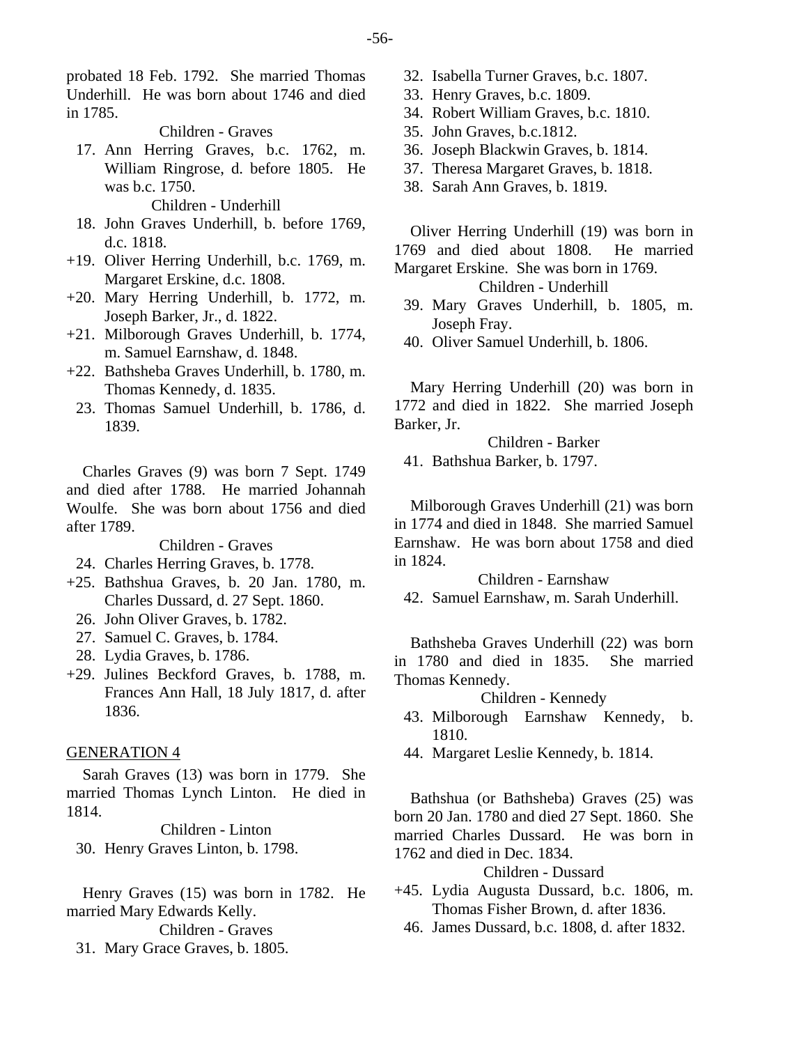probated 18 Feb. 1792. She married Thomas Underhill. He was born about 1746 and died in 1785.

Children - Graves

17. Ann Herring Graves, b.c. 1762, m. William Ringrose, d. before 1805. He was b.c. 1750.

Children - Underhill

18. John Graves Underhill, b. before 1769, d.c. 1818.
+19. Oliver Herring Underhill, b.c. 1769, m. Margaret Erskine, d.c. 1808.
+20. Mary Herring Underhill, b. 1772, m. Joseph Barker, Jr., d. 1822.
+21. Milborough Graves Underhill, b. 1774, m. Samuel Earnshaw, d. 1848.
+22. Bathsheba Graves Underhill, b. 1780, m. Thomas Kennedy, d. 1835.
23. Thomas Samuel Underhill, b. 1786, d. 1839.

Charles Graves (9) was born 7 Sept. 1749 and died after 1788. He married Johannah Woulfe. She was born about 1756 and died after 1789.

Children - Graves

24. Charles Herring Graves, b. 1778.
+25. Bathshua Graves, b. 20 Jan. 1780, m. Charles Dussard, d. 27 Sept. 1860.
26. John Oliver Graves, b. 1782.
27. Samuel C. Graves, b. 1784.
28. Lydia Graves, b. 1786.
+29. Julines Beckford Graves, b. 1788, m. Frances Ann Hall, 18 July 1817, d. after 1836.

GENERATION 4

Sarah Graves (13) was born in 1779. She married Thomas Lynch Linton. He died in 1814.

Children - Linton

30. Henry Graves Linton, b. 1798.

Henry Graves (15) was born in 1782. He married Mary Edwards Kelly.

Children - Graves

31. Mary Grace Graves, b. 1805.
32. Isabella Turner Graves, b.c. 1807.
33. Henry Graves, b.c. 1809.
34. Robert William Graves, b.c. 1810.
35. John Graves, b.c.1812.
36. Joseph Blackwin Graves, b. 1814.
37. Theresa Margaret Graves, b. 1818.
38. Sarah Ann Graves, b. 1819.

Oliver Herring Underhill (19) was born in 1769 and died about 1808. He married Margaret Erskine. She was born in 1769.

Children - Underhill

39. Mary Graves Underhill, b. 1805, m. Joseph Fray.
40. Oliver Samuel Underhill, b. 1806.

Mary Herring Underhill (20) was born in 1772 and died in 1822. She married Joseph Barker, Jr.

Children - Barker

41. Bathshua Barker, b. 1797.

Milborough Graves Underhill (21) was born in 1774 and died in 1848. She married Samuel Earnshaw. He was born about 1758 and died in 1824.

Children - Earnshaw

42. Samuel Earnshaw, m. Sarah Underhill.

Bathsheba Graves Underhill (22) was born in 1780 and died in 1835. She married Thomas Kennedy.

Children - Kennedy

43. Milborough Earnshaw Kennedy, b. 1810.
44. Margaret Leslie Kennedy, b. 1814.

Bathshua (or Bathsheba) Graves (25) was born 20 Jan. 1780 and died 27 Sept. 1860. She married Charles Dussard. He was born in 1762 and died in Dec. 1834.

Children - Dussard

+45. Lydia Augusta Dussard, b.c. 1806, m. Thomas Fisher Brown, d. after 1836.
46. James Dussard, b.c. 1808, d. after 1832.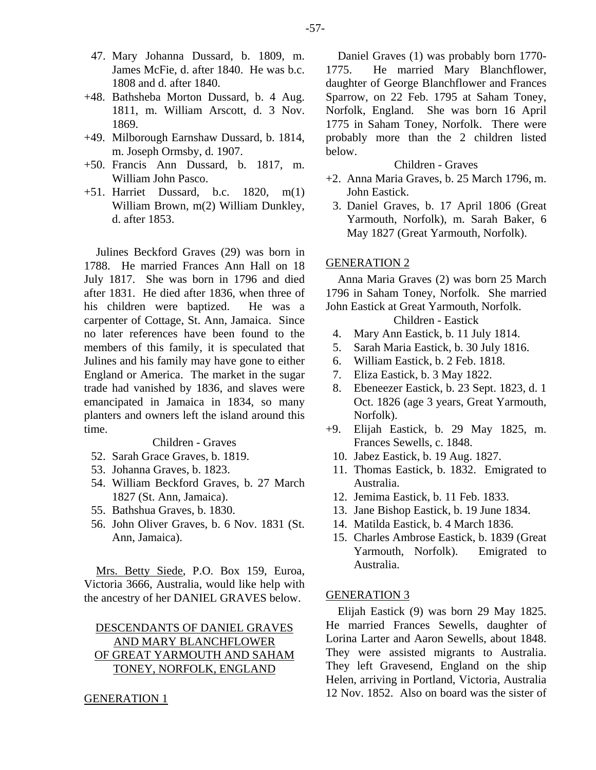47. Mary Johanna Dussard, b. 1809, m. James McFie, d. after 1840. He was b.c. 1808 and d. after 1840.
+48. Bathsheba Morton Dussard, b. 4 Aug. 1811, m. William Arscott, d. 3 Nov. 1869.
+49. Milborough Earnshaw Dussard, b. 1814, m. Joseph Ormsby, d. 1907.
+50. Francis Ann Dussard, b. 1817, m. William John Pasco.
+51. Harriet Dussard, b.c. 1820, m(1) William Brown, m(2) William Dunkley, d. after 1853.

Julines Beckford Graves (29) was born in 1788. He married Frances Ann Hall on 18 July 1817. She was born in 1796 and died after 1831. He died after 1836, when three of his children were baptized. He was a carpenter of Cottage, St. Ann, Jamaica. Since no later references have been found to the members of this family, it is speculated that Julines and his family may have gone to either England or America. The market in the sugar trade had vanished by 1836, and slaves were emancipated in Jamaica in 1834, so many planters and owners left the island around this time.

Children - Graves

52. Sarah Grace Graves, b. 1819.
53. Johanna Graves, b. 1823.
54. William Beckford Graves, b. 27 March 1827 (St. Ann, Jamaica).
55. Bathshua Graves, b. 1830.
56. John Oliver Graves, b. 6 Nov. 1831 (St. Ann, Jamaica).

Mrs. Betty Siede, P.O. Box 159, Euroa, Victoria 3666, Australia, would like help with the ancestry of her DANIEL GRAVES below.

## DESCENDANTS OF DANIEL GRAVES AND MARY BLANCHFLOWER OF GREAT YARMOUTH AND SAHAM TONEY, NORFOLK, ENGLAND

### GENERATION 1

Daniel Graves (1) was probably born 1770-1775. He married Mary Blanchflower, daughter of George Blanchflower and Frances Sparrow, on 22 Feb. 1795 at Saham Toney, Norfolk, England. She was born 16 April 1775 in Saham Toney, Norfolk. There were probably more than the 2 children listed below.

Children - Graves

+2. Anna Maria Graves, b. 25 March 1796, m. John Eastick.
3. Daniel Graves, b. 17 April 1806 (Great Yarmouth, Norfolk), m. Sarah Baker, 6 May 1827 (Great Yarmouth, Norfolk).

### GENERATION 2

Anna Maria Graves (2) was born 25 March 1796 in Saham Toney, Norfolk. She married John Eastick at Great Yarmouth, Norfolk.

Children - Eastick

4. Mary Ann Eastick, b. 11 July 1814.
5. Sarah Maria Eastick, b. 30 July 1816.
6. William Eastick, b. 2 Feb. 1818.
7. Eliza Eastick, b. 3 May 1822.
8. Ebeneezer Eastick, b. 23 Sept. 1823, d. 1 Oct. 1826 (age 3 years, Great Yarmouth, Norfolk).
+9. Elijah Eastick, b. 29 May 1825, m. Frances Sewells, c. 1848.
10. Jabez Eastick, b. 19 Aug. 1827.
11. Thomas Eastick, b. 1832. Emigrated to Australia.
12. Jemima Eastick, b. 11 Feb. 1833.
13. Jane Bishop Eastick, b. 19 June 1834.
14. Matilda Eastick, b. 4 March 1836.
15. Charles Ambrose Eastick, b. 1839 (Great Yarmouth, Norfolk). Emigrated to Australia.

### GENERATION 3

Elijah Eastick (9) was born 29 May 1825. He married Frances Sewells, daughter of Lorina Larter and Aaron Sewells, about 1848. They were assisted migrants to Australia. They left Gravesend, England on the ship Helen, arriving in Portland, Victoria, Australia 12 Nov. 1852. Also on board was the sister of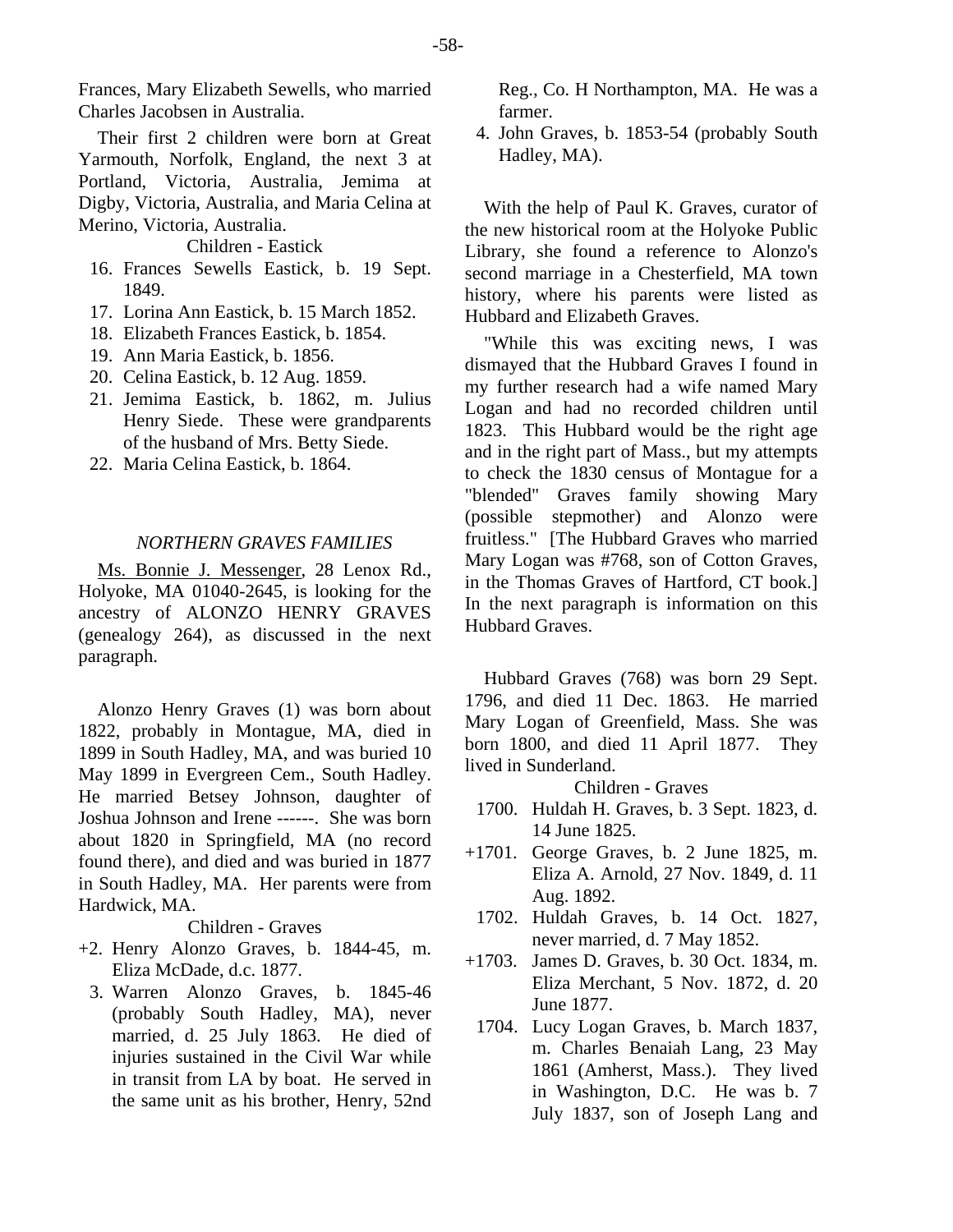Frances, Mary Elizabeth Sewells, who married Charles Jacobsen in Australia.

Their first 2 children were born at Great Yarmouth, Norfolk, England, the next 3 at Portland, Victoria, Australia, Jemima at Digby, Victoria, Australia, and Maria Celina at Merino, Victoria, Australia.

Children - Eastick

16. Frances Sewells Eastick, b. 19 Sept. 1849.
17. Lorina Ann Eastick, b. 15 March 1852.
18. Elizabeth Frances Eastick, b. 1854.
19. Ann Maria Eastick, b. 1856.
20. Celina Eastick, b. 12 Aug. 1859.
21. Jemima Eastick, b. 1862, m. Julius Henry Siede. These were grandparents of the husband of Mrs. Betty Siede.
22. Maria Celina Eastick, b. 1864.

### *NORTHERN GRAVES FAMILIES*

Ms. Bonnie J. Messenger, 28 Lenox Rd., Holyoke, MA 01040-2645, is looking for the ancestry of ALONZO HENRY GRAVES (genealogy 264), as discussed in the next paragraph.

Alonzo Henry Graves (1) was born about 1822, probably in Montague, MA, died in 1899 in South Hadley, MA, and was buried 10 May 1899 in Evergreen Cem., South Hadley. He married Betsey Johnson, daughter of Joshua Johnson and Irene ------. She was born about 1820 in Springfield, MA (no record found there), and died and was buried in 1877 in South Hadley, MA. Her parents were from Hardwick, MA.

Children - Graves

+2. Henry Alonzo Graves, b. 1844-45, m. Eliza McDade, d.c. 1877.
3. Warren Alonzo Graves, b. 1845-46 (probably South Hadley, MA), never married, d. 25 July 1863. He died of injuries sustained in the Civil War while in transit from LA by boat. He served in the same unit as his brother, Henry, 52nd Reg., Co. H Northampton, MA. He was a farmer.
4. John Graves, b. 1853-54 (probably South Hadley, MA).

With the help of Paul K. Graves, curator of the new historical room at the Holyoke Public Library, she found a reference to Alonzo's second marriage in a Chesterfield, MA town history, where his parents were listed as Hubbard and Elizabeth Graves.

"While this was exciting news, I was dismayed that the Hubbard Graves I found in my further research had a wife named Mary Logan and had no recorded children until 1823. This Hubbard would be the right age and in the right part of Mass., but my attempts to check the 1830 census of Montague for a "blended" Graves family showing Mary (possible stepmother) and Alonzo were fruitless." [The Hubbard Graves who married Mary Logan was #768, son of Cotton Graves, in the Thomas Graves of Hartford, CT book.] In the next paragraph is information on this Hubbard Graves.

Hubbard Graves (768) was born 29 Sept. 1796, and died 11 Dec. 1863. He married Mary Logan of Greenfield, Mass. She was born 1800, and died 11 April 1877. They lived in Sunderland.

Children - Graves

1700. Huldah H. Graves, b. 3 Sept. 1823, d. 14 June 1825.
+1701. George Graves, b. 2 June 1825, m. Eliza A. Arnold, 27 Nov. 1849, d. 11 Aug. 1892.
1702. Huldah Graves, b. 14 Oct. 1827, never married, d. 7 May 1852.
+1703. James D. Graves, b. 30 Oct. 1834, m. Eliza Merchant, 5 Nov. 1872, d. 20 June 1877.
1704. Lucy Logan Graves, b. March 1837, m. Charles Benaiah Lang, 23 May 1861 (Amherst, Mass.). They lived in Washington, D.C. He was b. 7 July 1837, son of Joseph Lang and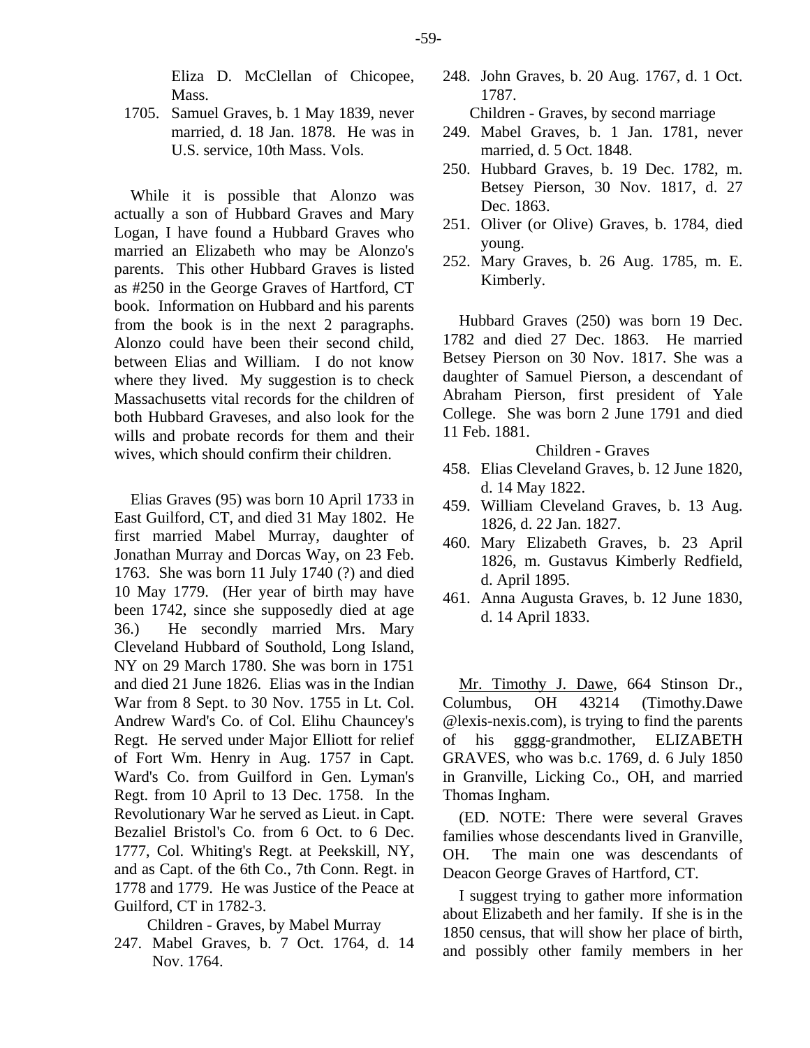Eliza D. McClellan of Chicopee, Mass.

1705. Samuel Graves, b. 1 May 1839, never married, d. 18 Jan. 1878. He was in U.S. service, 10th Mass. Vols.

While it is possible that Alonzo was actually a son of Hubbard Graves and Mary Logan, I have found a Hubbard Graves who married an Elizabeth who may be Alonzo's parents. This other Hubbard Graves is listed as #250 in the George Graves of Hartford, CT book. Information on Hubbard and his parents from the book is in the next 2 paragraphs. Alonzo could have been their second child, between Elias and William. I do not know where they lived. My suggestion is to check Massachusetts vital records for the children of both Hubbard Graveses, and also look for the wills and probate records for them and their wives, which should confirm their children.

Elias Graves (95) was born 10 April 1733 in East Guilford, CT, and died 31 May 1802. He first married Mabel Murray, daughter of Jonathan Murray and Dorcas Way, on 23 Feb. 1763. She was born 11 July 1740 (?) and died 10 May 1779. (Her year of birth may have been 1742, since she supposedly died at age 36.) He secondly married Mrs. Mary Cleveland Hubbard of Southold, Long Island, NY on 29 March 1780. She was born in 1751 and died 21 June 1826. Elias was in the Indian War from 8 Sept. to 30 Nov. 1755 in Lt. Col. Andrew Ward's Co. of Col. Elihu Chauncey's Regt. He served under Major Elliott for relief of Fort Wm. Henry in Aug. 1757 in Capt. Ward's Co. from Guilford in Gen. Lyman's Regt. from 10 April to 13 Dec. 1758. In the Revolutionary War he served as Lieut. in Capt. Bezaliel Bristol's Co. from 6 Oct. to 6 Dec. 1777, Col. Whiting's Regt. at Peekskill, NY, and as Capt. of the 6th Co., 7th Conn. Regt. in 1778 and 1779. He was Justice of the Peace at Guilford, CT in 1782-3.

Children - Graves, by Mabel Murray

247. Mabel Graves, b. 7 Oct. 1764, d. 14 Nov. 1764.
248. John Graves, b. 20 Aug. 1767, d. 1 Oct. 1787.

Children - Graves, by second marriage

249. Mabel Graves, b. 1 Jan. 1781, never married, d. 5 Oct. 1848.
250. Hubbard Graves, b. 19 Dec. 1782, m. Betsey Pierson, 30 Nov. 1817, d. 27 Dec. 1863.
251. Oliver (or Olive) Graves, b. 1784, died young.
252. Mary Graves, b. 26 Aug. 1785, m. E. Kimberly.

Hubbard Graves (250) was born 19 Dec. 1782 and died 27 Dec. 1863. He married Betsey Pierson on 30 Nov. 1817. She was a daughter of Samuel Pierson, a descendant of Abraham Pierson, first president of Yale College. She was born 2 June 1791 and died 11 Feb. 1881.

Children - Graves

458. Elias Cleveland Graves, b. 12 June 1820, d. 14 May 1822.
459. William Cleveland Graves, b. 13 Aug. 1826, d. 22 Jan. 1827.
460. Mary Elizabeth Graves, b. 23 April 1826, m. Gustavus Kimberly Redfield, d. April 1895.
461. Anna Augusta Graves, b. 12 June 1830, d. 14 April 1833.

Mr. Timothy J. Dawe, 664 Stinson Dr., Columbus, OH 43214 (Timothy.Dawe @lexis-nexis.com), is trying to find the parents of his gggg-grandmother, ELIZABETH GRAVES, who was b.c. 1769, d. 6 July 1850 in Granville, Licking Co., OH, and married Thomas Ingham.

(ED. NOTE: There were several Graves families whose descendants lived in Granville, OH. The main one was descendants of Deacon George Graves of Hartford, CT.

I suggest trying to gather more information about Elizabeth and her family. If she is in the 1850 census, that will show her place of birth, and possibly other family members in her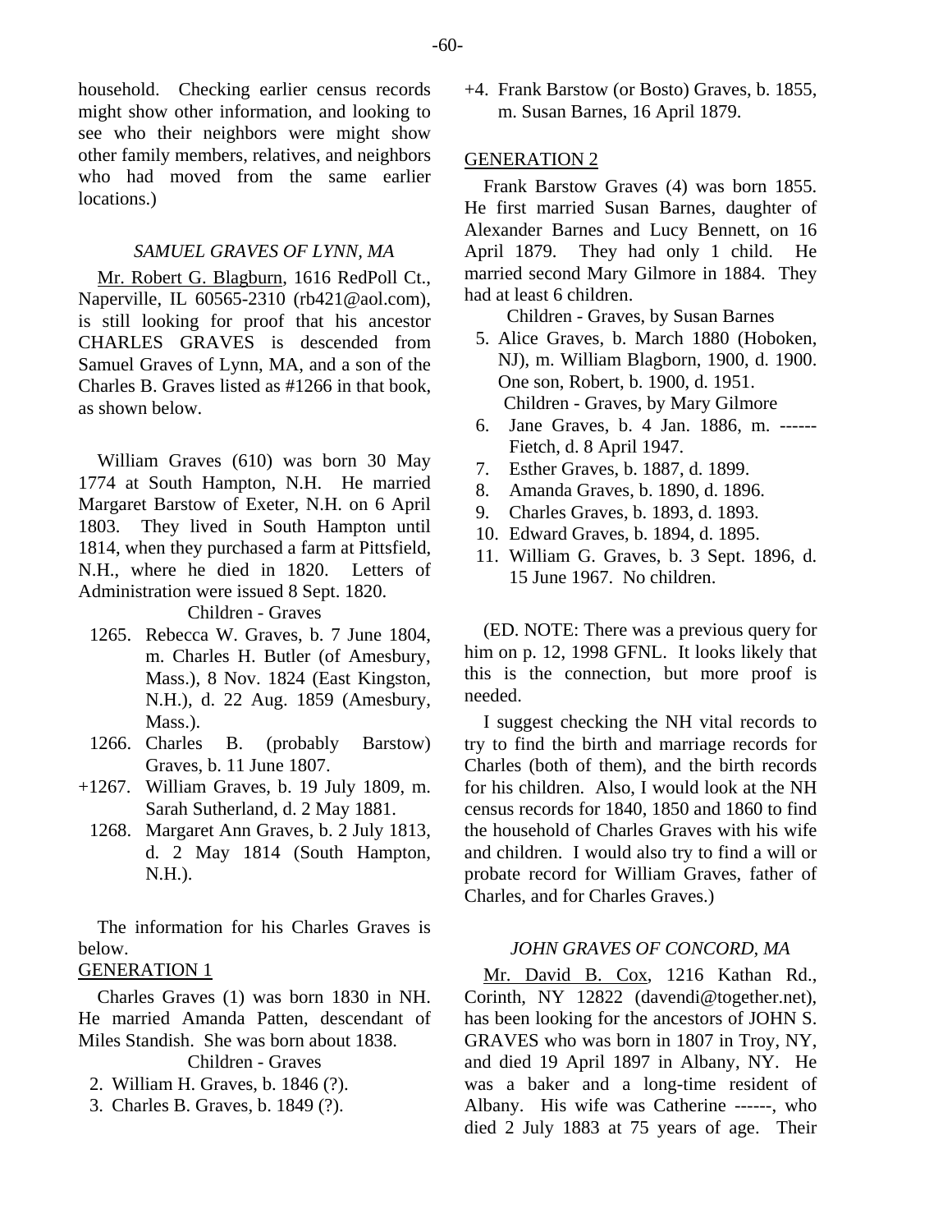household. Checking earlier census records might show other information, and looking to see who their neighbors were might show other family members, relatives, and neighbors who had moved from the same earlier locations.)

### *SAMUEL GRAVES OF LYNN, MA*

Mr. Robert G. Blagburn, 1616 RedPoll Ct., Naperville, IL 60565-2310 (rb421@aol.com), is still looking for proof that his ancestor CHARLES GRAVES is descended from Samuel Graves of Lynn, MA, and a son of the Charles B. Graves listed as #1266 in that book, as shown below.

William Graves (610) was born 30 May 1774 at South Hampton, N.H. He married Margaret Barstow of Exeter, N.H. on 6 April 1803. They lived in South Hampton until 1814, when they purchased a farm at Pittsfield, N.H., where he died in 1820. Letters of Administration were issued 8 Sept. 1820.

Children - Graves

- 1265. Rebecca W. Graves, b. 7 June 1804, m. Charles H. Butler (of Amesbury, Mass.), 8 Nov. 1824 (East Kingston, N.H.), d. 22 Aug. 1859 (Amesbury, Mass.).
- 1266. Charles B. (probably Barstow) Graves, b. 11 June 1807.
- +1267. William Graves, b. 19 July 1809, m. Sarah Sutherland, d. 2 May 1881.
- 1268. Margaret Ann Graves, b. 2 July 1813, d. 2 May 1814 (South Hampton, N.H.).

The information for his Charles Graves is below.

GENERATION 1

Charles Graves (1) was born 1830 in NH. He married Amanda Patten, descendant of Miles Standish. She was born about 1838.

Children - Graves

- 2. William H. Graves, b. 1846 (?).
- 3. Charles B. Graves, b. 1849 (?).
- +4. Frank Barstow (or Bosto) Graves, b. 1855, m. Susan Barnes, 16 April 1879.

GENERATION 2

Frank Barstow Graves (4) was born 1855. He first married Susan Barnes, daughter of Alexander Barnes and Lucy Bennett, on 16 April 1879. They had only 1 child. He married second Mary Gilmore in 1884. They had at least 6 children.

Children - Graves, by Susan Barnes

- 5. Alice Graves, b. March 1880 (Hoboken, NJ), m. William Blagborn, 1900, d. 1900. One son, Robert, b. 1900, d. 1951.

Children - Graves, by Mary Gilmore

- 6. Jane Graves, b. 4 Jan. 1886, m. ------ Fietch, d. 8 April 1947.
- 7. Esther Graves, b. 1887, d. 1899.
- 8. Amanda Graves, b. 1890, d. 1896.
- 9. Charles Graves, b. 1893, d. 1893.
- 10. Edward Graves, b. 1894, d. 1895.
- 11. William G. Graves, b. 3 Sept. 1896, d. 15 June 1967. No children.

(ED. NOTE: There was a previous query for him on p. 12, 1998 GFNL. It looks likely that this is the connection, but more proof is needed.

I suggest checking the NH vital records to try to find the birth and marriage records for Charles (both of them), and the birth records for his children. Also, I would look at the NH census records for 1840, 1850 and 1860 to find the household of Charles Graves with his wife and children. I would also try to find a will or probate record for William Graves, father of Charles, and for Charles Graves.)

### *JOHN GRAVES OF CONCORD, MA*

Mr. David B. Cox, 1216 Kathan Rd., Corinth, NY 12822 (davendi@together.net), has been looking for the ancestors of JOHN S. GRAVES who was born in 1807 in Troy, NY, and died 19 April 1897 in Albany, NY. He was a baker and a long-time resident of Albany. His wife was Catherine ------, who died 2 July 1883 at 75 years of age. Their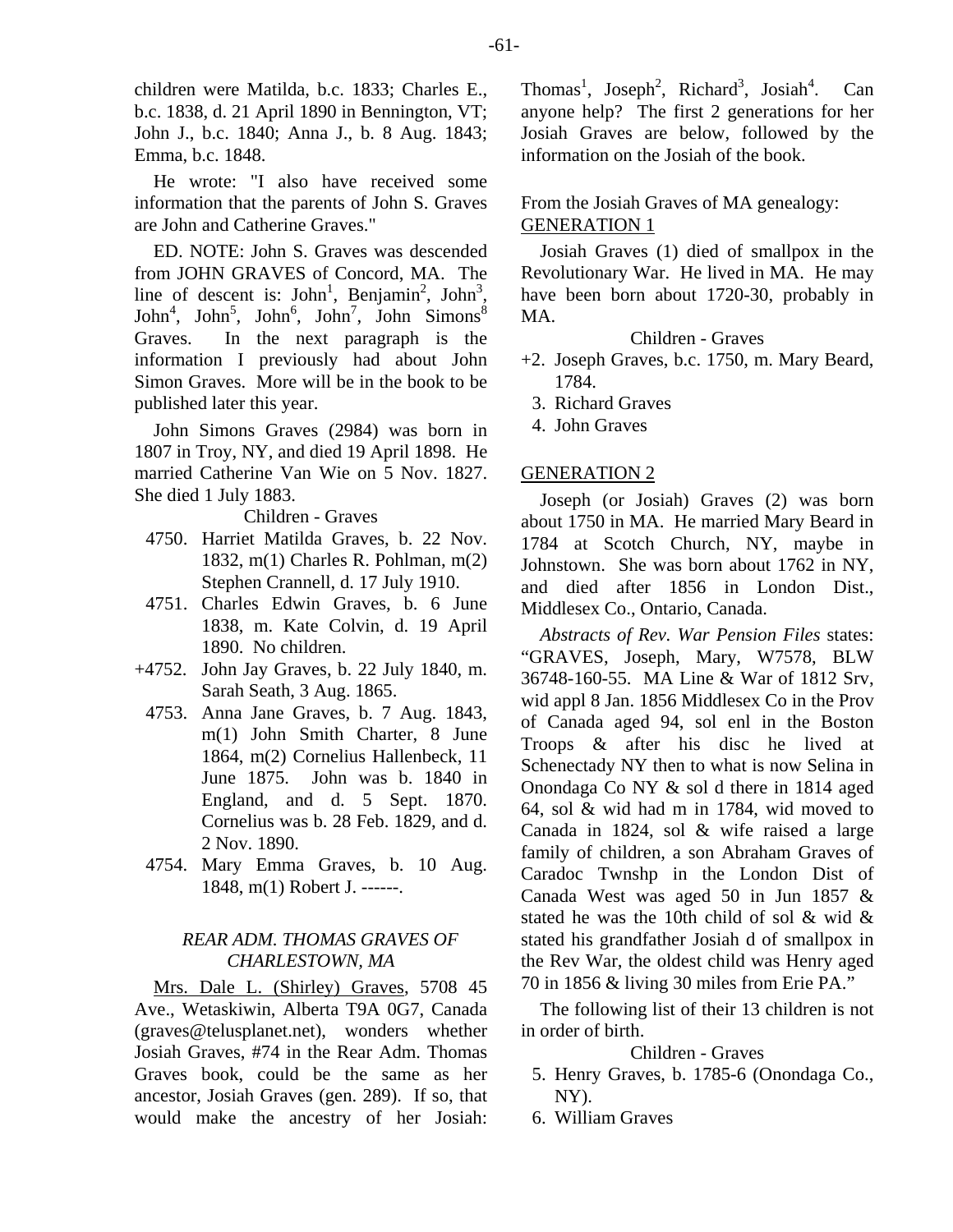children were Matilda, b.c. 1833; Charles E., b.c. 1838, d. 21 April 1890 in Bennington, VT; John J., b.c. 1840; Anna J., b. 8 Aug. 1843; Emma, b.c. 1848.

He wrote: "I also have received some information that the parents of John S. Graves are John and Catherine Graves."

ED. NOTE: John S. Graves was descended from JOHN GRAVES of Concord, MA. The line of descent is: John[1], Benjamin[2], John[3], John[4], John[5], John[6], John[7], John Simons[8] Graves. In the next paragraph is the information I previously had about John Simon Graves. More will be in the book to be published later this year.

John Simons Graves (2984) was born in 1807 in Troy, NY, and died 19 April 1898. He married Catherine Van Wie on 5 Nov. 1827. She died 1 July 1883.

Children - Graves

- 4750. Harriet Matilda Graves, b. 22 Nov. 1832, m(1) Charles R. Pohlman, m(2) Stephen Crannell, d. 17 July 1910.
- 4751. Charles Edwin Graves, b. 6 June 1838, m. Kate Colvin, d. 19 April 1890. No children.
- +4752. John Jay Graves, b. 22 July 1840, m. Sarah Seath, 3 Aug. 1865.
- 4753. Anna Jane Graves, b. 7 Aug. 1843, m(1) John Smith Charter, 8 June 1864, m(2) Cornelius Hallenbeck, 11 June 1875. John was b. 1840 in England, and d. 5 Sept. 1870. Cornelius was b. 28 Feb. 1829, and d. 2 Nov. 1890.
- 4754. Mary Emma Graves, b. 10 Aug. 1848, m(1) Robert J. ------.

### *REAR ADM. THOMAS GRAVES OF CHARLESTOWN, MA*

Mrs. Dale L. (Shirley) Graves, 5708 45 Ave., Wetaskiwin, Alberta T9A 0G7, Canada (graves@telusplanet.net), wonders whether Josiah Graves, #74 in the Rear Adm. Thomas Graves book, could be the same as her ancestor, Josiah Graves (gen. 289). If so, that would make the ancestry of her Josiah: Thomas[1], Joseph[2], Richard[3], Josiah[4]. Can anyone help? The first 2 generations for her Josiah Graves are below, followed by the information on the Josiah of the book.

From the Josiah Graves of MA genealogy:
GENERATION 1

Josiah Graves (1) died of smallpox in the Revolutionary War. He lived in MA. He may have been born about 1720-30, probably in MA.

Children - Graves

- +2. Joseph Graves, b.c. 1750, m. Mary Beard, 1784.
- 3. Richard Graves
- 4. John Graves

GENERATION 2

Joseph (or Josiah) Graves (2) was born about 1750 in MA. He married Mary Beard in 1784 at Scotch Church, NY, maybe in Johnstown. She was born about 1762 in NY, and died after 1856 in London Dist., Middlesex Co., Ontario, Canada.

*Abstracts of Rev. War Pension Files* states: "GRAVES, Joseph, Mary, W7578, BLW 36748-160-55. MA Line & War of 1812 Srv, wid appl 8 Jan. 1856 Middlesex Co in the Prov of Canada aged 94, sol enl in the Boston Troops & after his disc he lived at Schenectady NY then to what is now Selina in Onondaga Co NY & sol d there in 1814 aged 64, sol & wid had m in 1784, wid moved to Canada in 1824, sol & wife raised a large family of children, a son Abraham Graves of Caradoc Twnshp in the London Dist of Canada West was aged 50 in Jun 1857 & stated he was the 10th child of sol & wid & stated his grandfather Josiah d of smallpox in the Rev War, the oldest child was Henry aged 70 in 1856 & living 30 miles from Erie PA."

The following list of their 13 children is not in order of birth.

Children - Graves

- 5. Henry Graves, b. 1785-6 (Onondaga Co., NY).
- 6. William Graves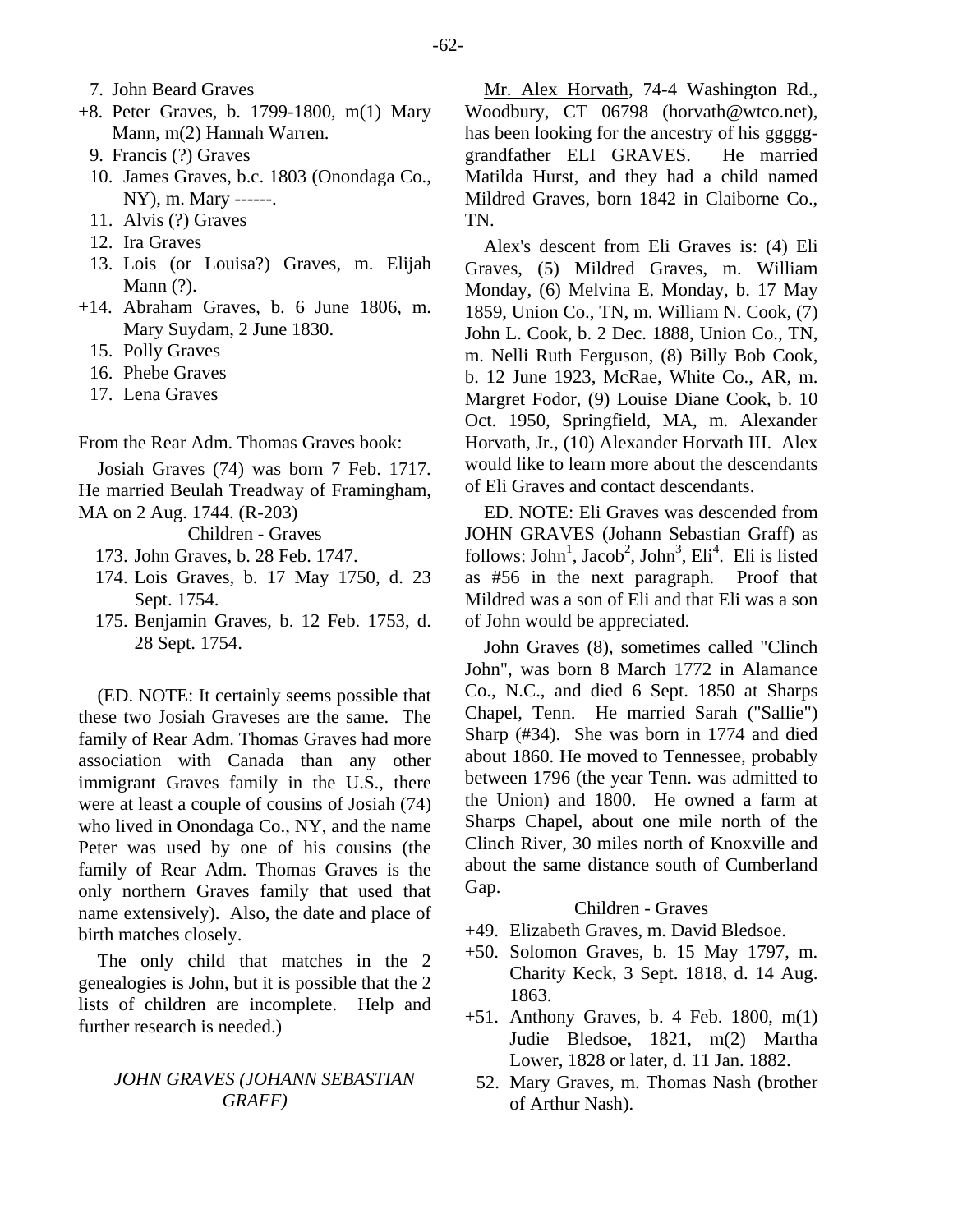7. John Beard Graves
+8. Peter Graves, b. 1799-1800, m(1) Mary Mann, m(2) Hannah Warren.
9. Francis (?) Graves
10. James Graves, b.c. 1803 (Onondaga Co., NY), m. Mary ------.
11. Alvis (?) Graves
12. Ira Graves
13. Lois (or Louisa?) Graves, m. Elijah Mann (?).
+14. Abraham Graves, b. 6 June 1806, m. Mary Suydam, 2 June 1830.
15. Polly Graves
16. Phebe Graves
17. Lena Graves

From the Rear Adm. Thomas Graves book:

Josiah Graves (74) was born 7 Feb. 1717. He married Beulah Treadway of Framingham, MA on 2 Aug. 1744. (R-203)

Children - Graves

173. John Graves, b. 28 Feb. 1747.
174. Lois Graves, b. 17 May 1750, d. 23 Sept. 1754.
175. Benjamin Graves, b. 12 Feb. 1753, d. 28 Sept. 1754.

(ED. NOTE: It certainly seems possible that these two Josiah Graveses are the same. The family of Rear Adm. Thomas Graves had more association with Canada than any other immigrant Graves family in the U.S., there were at least a couple of cousins of Josiah (74) who lived in Onondaga Co., NY, and the name Peter was used by one of his cousins (the family of Rear Adm. Thomas Graves is the only northern Graves family that used that name extensively). Also, the date and place of birth matches closely.

The only child that matches in the 2 genealogies is John, but it is possible that the 2 lists of children are incomplete. Help and further research is needed.)

### *JOHN GRAVES (JOHANN SEBASTIAN GRAFF)*

Mr. Alex Horvath, 74-4 Washington Rd., Woodbury, CT 06798 (horvath@wtco.net), has been looking for the ancestry of his ggggg-grandfather ELI GRAVES. He married Matilda Hurst, and they had a child named Mildred Graves, born 1842 in Claiborne Co., TN.

Alex's descent from Eli Graves is: (4) Eli Graves, (5) Mildred Graves, m. William Monday, (6) Melvina E. Monday, b. 17 May 1859, Union Co., TN, m. William N. Cook, (7) John L. Cook, b. 2 Dec. 1888, Union Co., TN, m. Nelli Ruth Ferguson, (8) Billy Bob Cook, b. 12 June 1923, McRae, White Co., AR, m. Margret Fodor, (9) Louise Diane Cook, b. 10 Oct. 1950, Springfield, MA, m. Alexander Horvath, Jr., (10) Alexander Horvath III. Alex would like to learn more about the descendants of Eli Graves and contact descendants.

ED. NOTE: Eli Graves was descended from JOHN GRAVES (Johann Sebastian Graff) as follows: John[1], Jacob[2], John[3], Eli[4]. Eli is listed as #56 in the next paragraph. Proof that Mildred was a son of Eli and that Eli was a son of John would be appreciated.

John Graves (8), sometimes called "Clinch John", was born 8 March 1772 in Alamance Co., N.C., and died 6 Sept. 1850 at Sharps Chapel, Tenn. He married Sarah ("Sallie") Sharp (#34). She was born in 1774 and died about 1860. He moved to Tennessee, probably between 1796 (the year Tenn. was admitted to the Union) and 1800. He owned a farm at Sharps Chapel, about one mile north of the Clinch River, 30 miles north of Knoxville and about the same distance south of Cumberland Gap.

Children - Graves

+49. Elizabeth Graves, m. David Bledsoe.
+50. Solomon Graves, b. 15 May 1797, m. Charity Keck, 3 Sept. 1818, d. 14 Aug. 1863.
+51. Anthony Graves, b. 4 Feb. 1800, m(1) Judie Bledsoe, 1821, m(2) Martha Lower, 1828 or later, d. 11 Jan. 1882.
52. Mary Graves, m. Thomas Nash (brother of Arthur Nash).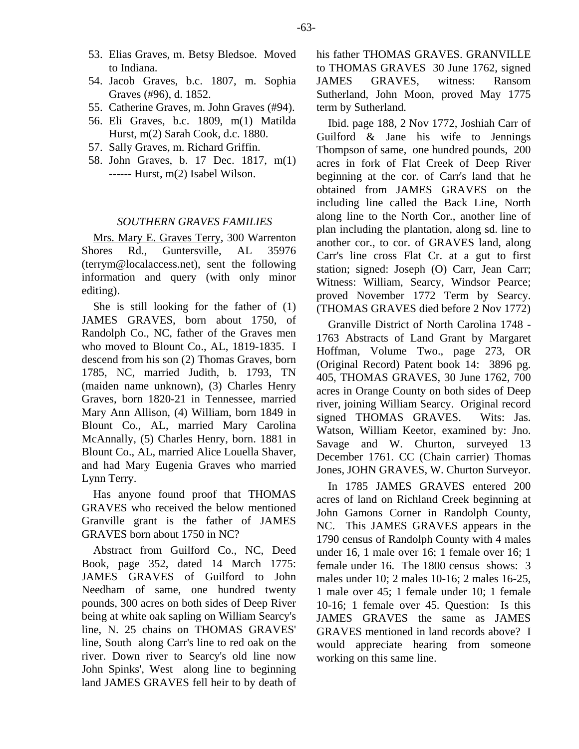53. Elias Graves, m. Betsy Bledsoe. Moved to Indiana.
54. Jacob Graves, b.c. 1807, m. Sophia Graves (#96), d. 1852.
55. Catherine Graves, m. John Graves (#94).
56. Eli Graves, b.c. 1809, m(1) Matilda Hurst, m(2) Sarah Cook, d.c. 1880.
57. Sally Graves, m. Richard Griffin.
58. John Graves, b. 17 Dec. 1817, m(1) ------ Hurst, m(2) Isabel Wilson.

### *SOUTHERN GRAVES FAMILIES*

Mrs. Mary E. Graves Terry, 300 Warrenton Shores Rd., Guntersville, AL 35976 (terrym@localaccess.net), sent the following information and query (with only minor editing).

She is still looking for the father of (1) JAMES GRAVES, born about 1750, of Randolph Co., NC, father of the Graves men who moved to Blount Co., AL, 1819-1835. I descend from his son (2) Thomas Graves, born 1785, NC, married Judith, b. 1793, TN (maiden name unknown), (3) Charles Henry Graves, born 1820-21 in Tennessee, married Mary Ann Allison, (4) William, born 1849 in Blount Co., AL, married Mary Carolina McAnnally, (5) Charles Henry, born. 1881 in Blount Co., AL, married Alice Louella Shaver, and had Mary Eugenia Graves who married Lynn Terry.

Has anyone found proof that THOMAS GRAVES who received the below mentioned Granville grant is the father of JAMES GRAVES born about 1750 in NC?

Abstract from Guilford Co., NC, Deed Book, page 352, dated 14 March 1775: JAMES GRAVES of Guilford to John Needham of same, one hundred twenty pounds, 300 acres on both sides of Deep River being at white oak sapling on William Searcy's line, N. 25 chains on THOMAS GRAVES' line, South along Carr's line to red oak on the river. Down river to Searcy's old line now John Spinks', West along line to beginning land JAMES GRAVES fell heir to by death of his father THOMAS GRAVES. GRANVILLE to THOMAS GRAVES 30 June 1762, signed JAMES GRAVES, witness: Ransom Sutherland, John Moon, proved May 1775 term by Sutherland.

Ibid. page 188, 2 Nov 1772, Joshiah Carr of Guilford & Jane his wife to Jennings Thompson of same, one hundred pounds, 200 acres in fork of Flat Creek of Deep River beginning at the cor. of Carr's land that he obtained from JAMES GRAVES on the including line called the Back Line, North along line to the North Cor., another line of plan including the plantation, along sd. line to another cor., to cor. of GRAVES land, along Carr's line cross Flat Cr. at a gut to first station; signed: Joseph (O) Carr, Jean Carr; Witness: William, Searcy, Windsor Pearce; proved November 1772 Term by Searcy. (THOMAS GRAVES died before 2 Nov 1772)

Granville District of North Carolina 1748 - 1763 Abstracts of Land Grant by Margaret Hoffman, Volume Two., page 273, OR (Original Record) Patent book 14: 3896 pg. 405, THOMAS GRAVES, 30 June 1762, 700 acres in Orange County on both sides of Deep river, joining William Searcy. Original record signed THOMAS GRAVES. Wits: Jas. Watson, William Keetor, examined by: Jno. Savage and W. Churton, surveyed 13 December 1761. CC (Chain carrier) Thomas Jones, JOHN GRAVES, W. Churton Surveyor.

In 1785 JAMES GRAVES entered 200 acres of land on Richland Creek beginning at John Gamons Corner in Randolph County, NC. This JAMES GRAVES appears in the 1790 census of Randolph County with 4 males under 16, 1 male over 16; 1 female over 16; 1 female under 16. The 1800 census shows: 3 males under 10; 2 males 10-16; 2 males 16-25, 1 male over 45; 1 female under 10; 1 female 10-16; 1 female over 45. Question: Is this JAMES GRAVES the same as JAMES GRAVES mentioned in land records above? I would appreciate hearing from someone working on this same line.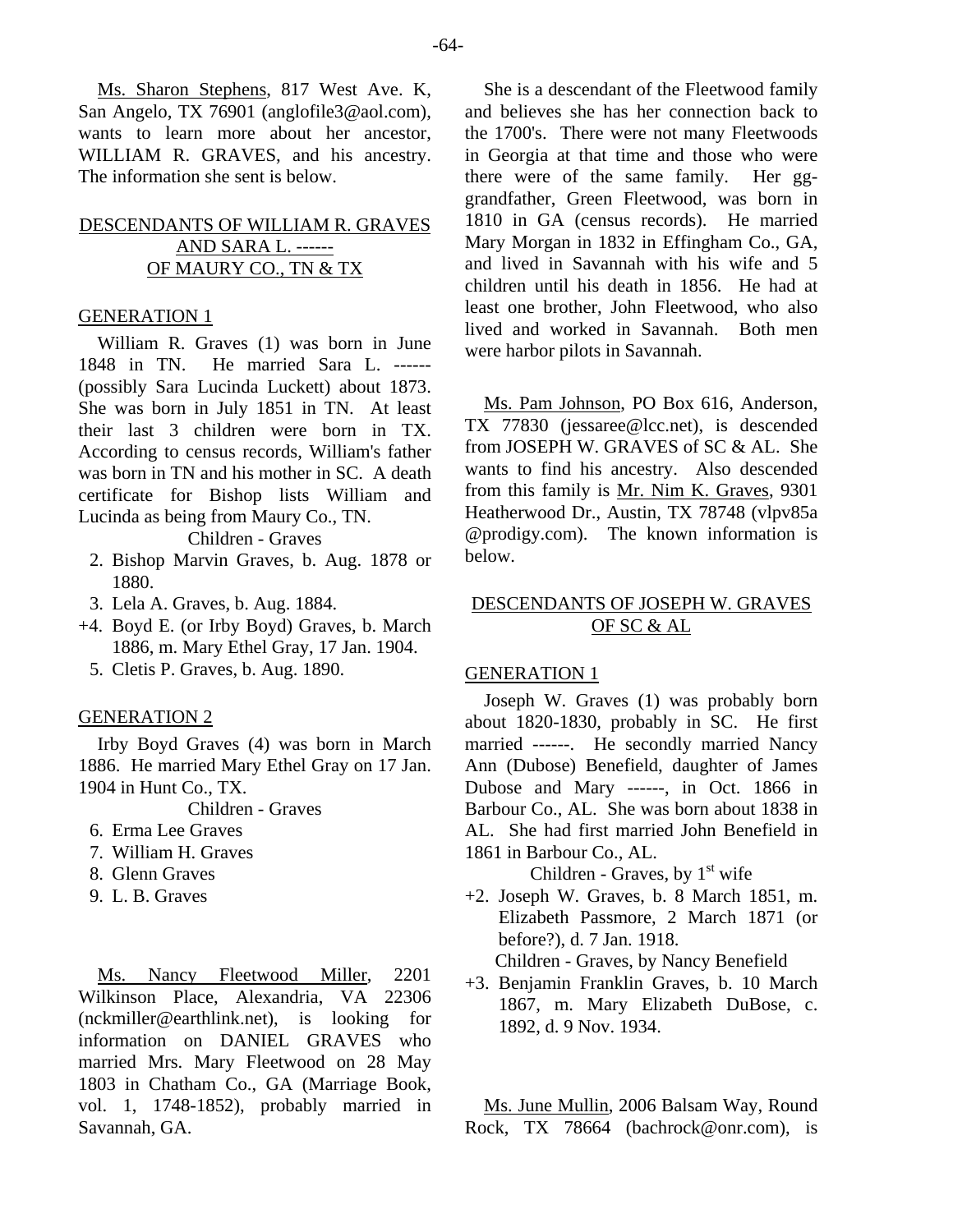Ms. Sharon Stephens, 817 West Ave. K, San Angelo, TX 76901 (anglofile3@aol.com), wants to learn more about her ancestor, WILLIAM R. GRAVES, and his ancestry. The information she sent is below.

## DESCENDANTS OF WILLIAM R. GRAVES AND SARA L. ------ OF MAURY CO., TN & TX

### GENERATION 1

William R. Graves (1) was born in June 1848 in TN. He married Sara L. ------ (possibly Sara Lucinda Luckett) about 1873. She was born in July 1851 in TN. At least their last 3 children were born in TX. According to census records, William's father was born in TN and his mother in SC. A death certificate for Bishop lists William and Lucinda as being from Maury Co., TN.

Children - Graves

2. Bishop Marvin Graves, b. Aug. 1878 or 1880.
3. Lela A. Graves, b. Aug. 1884.

+4. Boyd E. (or Irby Boyd) Graves, b. March 1886, m. Mary Ethel Gray, 17 Jan. 1904.

5. Cletis P. Graves, b. Aug. 1890.

### GENERATION 2

Irby Boyd Graves (4) was born in March 1886. He married Mary Ethel Gray on 17 Jan. 1904 in Hunt Co., TX.

Children - Graves

6. Erma Lee Graves
7. William H. Graves
8. Glenn Graves
9. L. B. Graves

Ms. Nancy Fleetwood Miller, 2201 Wilkinson Place, Alexandria, VA 22306 (nckmiller@earthlink.net), is looking for information on DANIEL GRAVES who married Mrs. Mary Fleetwood on 28 May 1803 in Chatham Co., GA (Marriage Book, vol. 1, 1748-1852), probably married in Savannah, GA.

She is a descendant of the Fleetwood family and believes she has her connection back to the 1700's. There were not many Fleetwoods in Georgia at that time and those who were there were of the same family. Her gg-grandfather, Green Fleetwood, was born in 1810 in GA (census records). He married Mary Morgan in 1832 in Effingham Co., GA, and lived in Savannah with his wife and 5 children until his death in 1856. He had at least one brother, John Fleetwood, who also lived and worked in Savannah. Both men were harbor pilots in Savannah.

Ms. Pam Johnson, PO Box 616, Anderson, TX 77830 (jessaree@lcc.net), is descended from JOSEPH W. GRAVES of SC & AL. She wants to find his ancestry. Also descended from this family is Mr. Nim K. Graves, 9301 Heatherwood Dr., Austin, TX 78748 (vlpv85a @prodigy.com). The known information is below.

## DESCENDANTS OF JOSEPH W. GRAVES OF SC & AL

### GENERATION 1

Joseph W. Graves (1) was probably born about 1820-1830, probably in SC. He first married ------. He secondly married Nancy Ann (Dubose) Benefield, daughter of James Dubose and Mary ------, in Oct. 1866 in Barbour Co., AL. She was born about 1838 in AL. She had first married John Benefield in 1861 in Barbour Co., AL.

Children - Graves, by 1st wife

+2. Joseph W. Graves, b. 8 March 1851, m. Elizabeth Passmore, 2 March 1871 (or before?), d. 7 Jan. 1918.

Children - Graves, by Nancy Benefield

+3. Benjamin Franklin Graves, b. 10 March 1867, m. Mary Elizabeth DuBose, c. 1892, d. 9 Nov. 1934.

Ms. June Mullin, 2006 Balsam Way, Round Rock, TX 78664 (bachrock@onr.com), is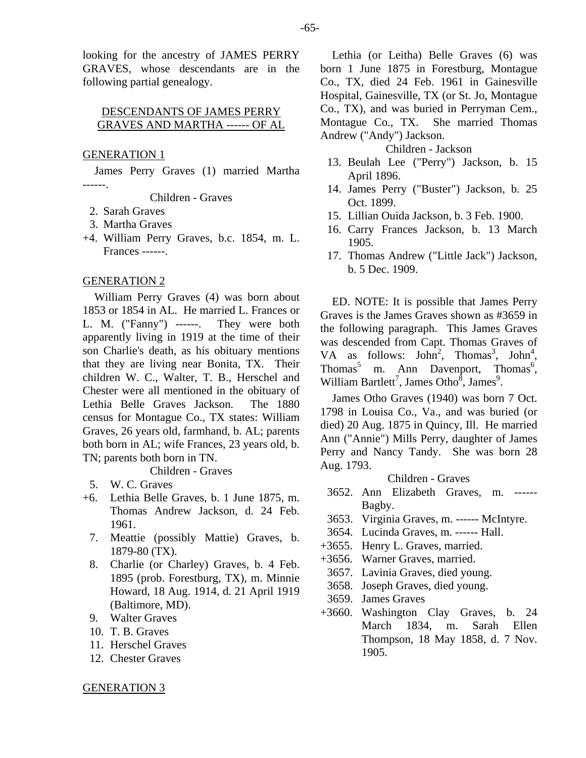looking for the ancestry of JAMES PERRY GRAVES, whose descendants are in the following partial genealogy.

## DESCENDANTS OF JAMES PERRY GRAVES AND MARTHA ------ OF AL

### GENERATION 1

James Perry Graves (1) married Martha ------.

Children - Graves

2. Sarah Graves
3. Martha Graves
+4. William Perry Graves, b.c. 1854, m. L. Frances ------.

### GENERATION 2

William Perry Graves (4) was born about 1853 or 1854 in AL. He married L. Frances or L. M. ("Fanny") ------. They were both apparently living in 1919 at the time of their son Charlie's death, as his obituary mentions that they are living near Bonita, TX. Their children W. C., Walter, T. B., Herschel and Chester were all mentioned in the obituary of Lethia Belle Graves Jackson. The 1880 census for Montague Co., TX states: William Graves, 26 years old, farmhand, b. AL; parents both born in AL; wife Frances, 23 years old, b. TN; parents both born in TN.

Children - Graves

5. W. C. Graves
+6. Lethia Belle Graves, b. 1 June 1875, m. Thomas Andrew Jackson, d. 24 Feb. 1961.
7. Meattie (possibly Mattie) Graves, b. 1879-80 (TX).
8. Charlie (or Charley) Graves, b. 4 Feb. 1895 (prob. Forestburg, TX), m. Minnie Howard, 18 Aug. 1914, d. 21 April 1919 (Baltimore, MD).
9. Walter Graves
10. T. B. Graves
11. Herschel Graves
12. Chester Graves

### GENERATION 3

Lethia (or Leitha) Belle Graves (6) was born 1 June 1875 in Forestburg, Montague Co., TX, died 24 Feb. 1961 in Gainesville Hospital, Gainesville, TX (or St. Jo, Montague Co., TX), and was buried in Perryman Cem., Montague Co., TX. She married Thomas Andrew ("Andy") Jackson.

Children - Jackson

13. Beulah Lee ("Perry") Jackson, b. 15 April 1896.
14. James Perry ("Buster") Jackson, b. 25 Oct. 1899.
15. Lillian Ouida Jackson, b. 3 Feb. 1900.
16. Carry Frances Jackson, b. 13 March 1905.
17. Thomas Andrew ("Little Jack") Jackson, b. 5 Dec. 1909.

ED. NOTE: It is possible that James Perry Graves is the James Graves shown as #3659 in the following paragraph. This James Graves was descended from Capt. Thomas Graves of VA as follows: John[2], Thomas[3], John[4], Thomas[5] m. Ann Davenport, Thomas[6], William Bartlett[7], James Otho[8], James[9].

James Otho Graves (1940) was born 7 Oct. 1798 in Louisa Co., Va., and was buried (or died) 20 Aug. 1875 in Quincy, Ill. He married Ann ("Annie") Mills Perry, daughter of James Perry and Nancy Tandy. She was born 28 Aug. 1793.

Children - Graves

3652. Ann Elizabeth Graves, m. ------ Bagby.
3653. Virginia Graves, m. ------ McIntyre.
3654. Lucinda Graves, m. ------ Hall.
+3655. Henry L. Graves, married.
+3656. Warner Graves, married.
3657. Lavinia Graves, died young.
3658. Joseph Graves, died young.
3659. James Graves
+3660. Washington Clay Graves, b. 24 March 1834, m. Sarah Ellen Thompson, 18 May 1858, d. 7 Nov. 1905.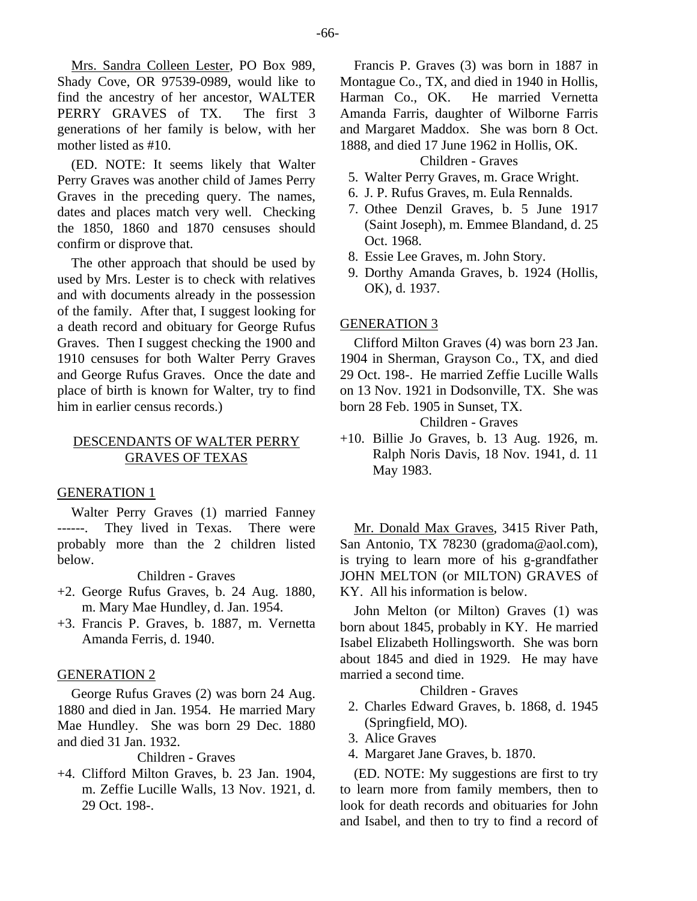Mrs. Sandra Colleen Lester, PO Box 989, Shady Cove, OR 97539-0989, would like to find the ancestry of her ancestor, WALTER PERRY GRAVES of TX. The first 3 generations of her family is below, with her mother listed as #10.

(ED. NOTE: It seems likely that Walter Perry Graves was another child of James Perry Graves in the preceding query. The names, dates and places match very well. Checking the 1850, 1860 and 1870 censuses should confirm or disprove that.

The other approach that should be used by used by Mrs. Lester is to check with relatives and with documents already in the possession of the family. After that, I suggest looking for a death record and obituary for George Rufus Graves. Then I suggest checking the 1900 and 1910 censuses for both Walter Perry Graves and George Rufus Graves. Once the date and place of birth is known for Walter, try to find him in earlier census records.)

## DESCENDANTS OF WALTER PERRY GRAVES OF TEXAS

### GENERATION 1

Walter Perry Graves (1) married Fanney ------. They lived in Texas. There were probably more than the 2 children listed below.

Children - Graves

+2. George Rufus Graves, b. 24 Aug. 1880, m. Mary Mae Hundley, d. Jan. 1954.
+3. Francis P. Graves, b. 1887, m. Vernetta Amanda Ferris, d. 1940.

### GENERATION 2

George Rufus Graves (2) was born 24 Aug. 1880 and died in Jan. 1954. He married Mary Mae Hundley. She was born 29 Dec. 1880 and died 31 Jan. 1932.

Children - Graves

+4. Clifford Milton Graves, b. 23 Jan. 1904, m. Zeffie Lucille Walls, 13 Nov. 1921, d. 29 Oct. 198-.

Francis P. Graves (3) was born in 1887 in Montague Co., TX, and died in 1940 in Hollis, Harman Co., OK. He married Vernetta Amanda Farris, daughter of Wilborne Farris and Margaret Maddox. She was born 8 Oct. 1888, and died 17 June 1962 in Hollis, OK.

Children - Graves

5. Walter Perry Graves, m. Grace Wright.
6. J. P. Rufus Graves, m. Eula Rennalds.
7. Othee Denzil Graves, b. 5 June 1917 (Saint Joseph), m. Emmee Blandand, d. 25 Oct. 1968.
8. Essie Lee Graves, m. John Story.
9. Dorthy Amanda Graves, b. 1924 (Hollis, OK), d. 1937.

### GENERATION 3

Clifford Milton Graves (4) was born 23 Jan. 1904 in Sherman, Grayson Co., TX, and died 29 Oct. 198-. He married Zeffie Lucille Walls on 13 Nov. 1921 in Dodsonville, TX. She was born 28 Feb. 1905 in Sunset, TX.

Children - Graves

+10. Billie Jo Graves, b. 13 Aug. 1926, m. Ralph Noris Davis, 18 Nov. 1941, d. 11 May 1983.

Mr. Donald Max Graves, 3415 River Path, San Antonio, TX 78230 (gradoma@aol.com), is trying to learn more of his g-grandfather JOHN MELTON (or MILTON) GRAVES of KY. All his information is below.

John Melton (or Milton) Graves (1) was born about 1845, probably in KY. He married Isabel Elizabeth Hollingsworth. She was born about 1845 and died in 1929. He may have married a second time.

Children - Graves

2. Charles Edward Graves, b. 1868, d. 1945 (Springfield, MO).
3. Alice Graves
4. Margaret Jane Graves, b. 1870.

(ED. NOTE: My suggestions are first to try to learn more from family members, then to look for death records and obituaries for John and Isabel, and then to try to find a record of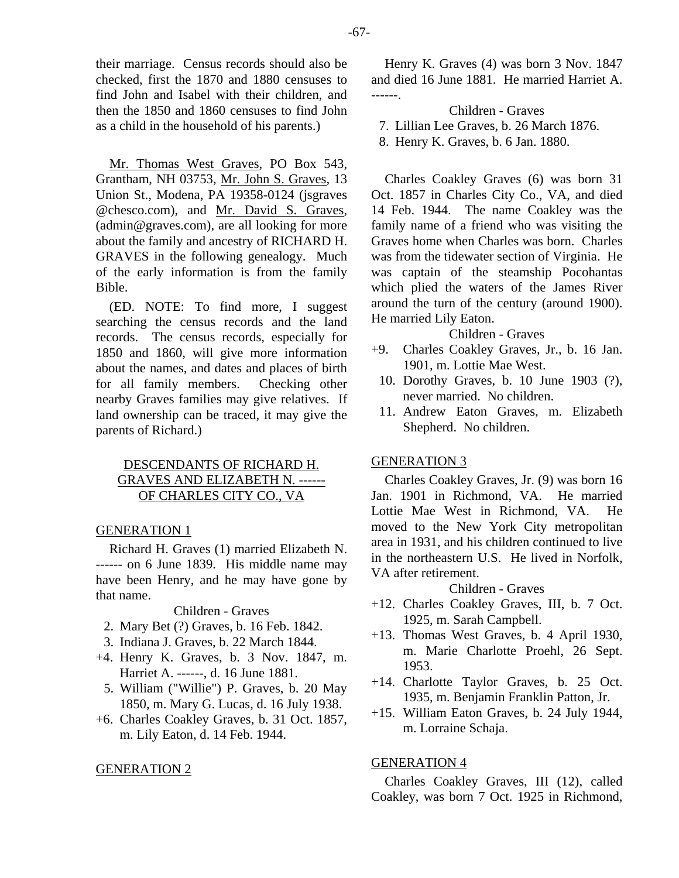their marriage. Census records should also be checked, first the 1870 and 1880 censuses to find John and Isabel with their children, and then the 1850 and 1860 censuses to find John as a child in the household of his parents.)

Mr. Thomas West Graves, PO Box 543, Grantham, NH 03753, Mr. John S. Graves, 13 Union St., Modena, PA 19358-0124 (jsgraves @chesco.com), and Mr. David S. Graves, (admin@graves.com), are all looking for more about the family and ancestry of RICHARD H. GRAVES in the following genealogy. Much of the early information is from the family Bible.

(ED. NOTE: To find more, I suggest searching the census records and the land records. The census records, especially for 1850 and 1860, will give more information about the names, and dates and places of birth for all family members. Checking other nearby Graves families may give relatives. If land ownership can be traced, it may give the parents of Richard.)

## DESCENDANTS OF RICHARD H. GRAVES AND ELIZABETH N. ------ OF CHARLES CITY CO., VA

### GENERATION 1

Richard H. Graves (1) married Elizabeth N. ------ on 6 June 1839. His middle name may have been Henry, and he may have gone by that name.

Children - Graves

2. Mary Bet (?) Graves, b. 16 Feb. 1842.
3. Indiana J. Graves, b. 22 March 1844.
+4. Henry K. Graves, b. 3 Nov. 1847, m. Harriet A. ------, d. 16 June 1881.
5. William ("Willie") P. Graves, b. 20 May 1850, m. Mary G. Lucas, d. 16 July 1938.
+6. Charles Coakley Graves, b. 31 Oct. 1857, m. Lily Eaton, d. 14 Feb. 1944.

### GENERATION 2

Henry K. Graves (4) was born 3 Nov. 1847 and died 16 June 1881. He married Harriet A. ------.

Children - Graves

7. Lillian Lee Graves, b. 26 March 1876.
8. Henry K. Graves, b. 6 Jan. 1880.

Charles Coakley Graves (6) was born 31 Oct. 1857 in Charles City Co., VA, and died 14 Feb. 1944. The name Coakley was the family name of a friend who was visiting the Graves home when Charles was born. Charles was from the tidewater section of Virginia. He was captain of the steamship Pocohantas which plied the waters of the James River around the turn of the century (around 1900). He married Lily Eaton.

Children - Graves

+9. Charles Coakley Graves, Jr., b. 16 Jan. 1901, m. Lottie Mae West.
10. Dorothy Graves, b. 10 June 1903 (?), never married. No children.
11. Andrew Eaton Graves, m. Elizabeth Shepherd. No children.

### GENERATION 3

Charles Coakley Graves, Jr. (9) was born 16 Jan. 1901 in Richmond, VA. He married Lottie Mae West in Richmond, VA. He moved to the New York City metropolitan area in 1931, and his children continued to live in the northeastern U.S. He lived in Norfolk, VA after retirement.

Children - Graves

+12. Charles Coakley Graves, III, b. 7 Oct. 1925, m. Sarah Campbell.
+13. Thomas West Graves, b. 4 April 1930, m. Marie Charlotte Proehl, 26 Sept. 1953.
+14. Charlotte Taylor Graves, b. 25 Oct. 1935, m. Benjamin Franklin Patton, Jr.
+15. William Eaton Graves, b. 24 July 1944, m. Lorraine Schaja.

### GENERATION 4

Charles Coakley Graves, III (12), called Coakley, was born 7 Oct. 1925 in Richmond,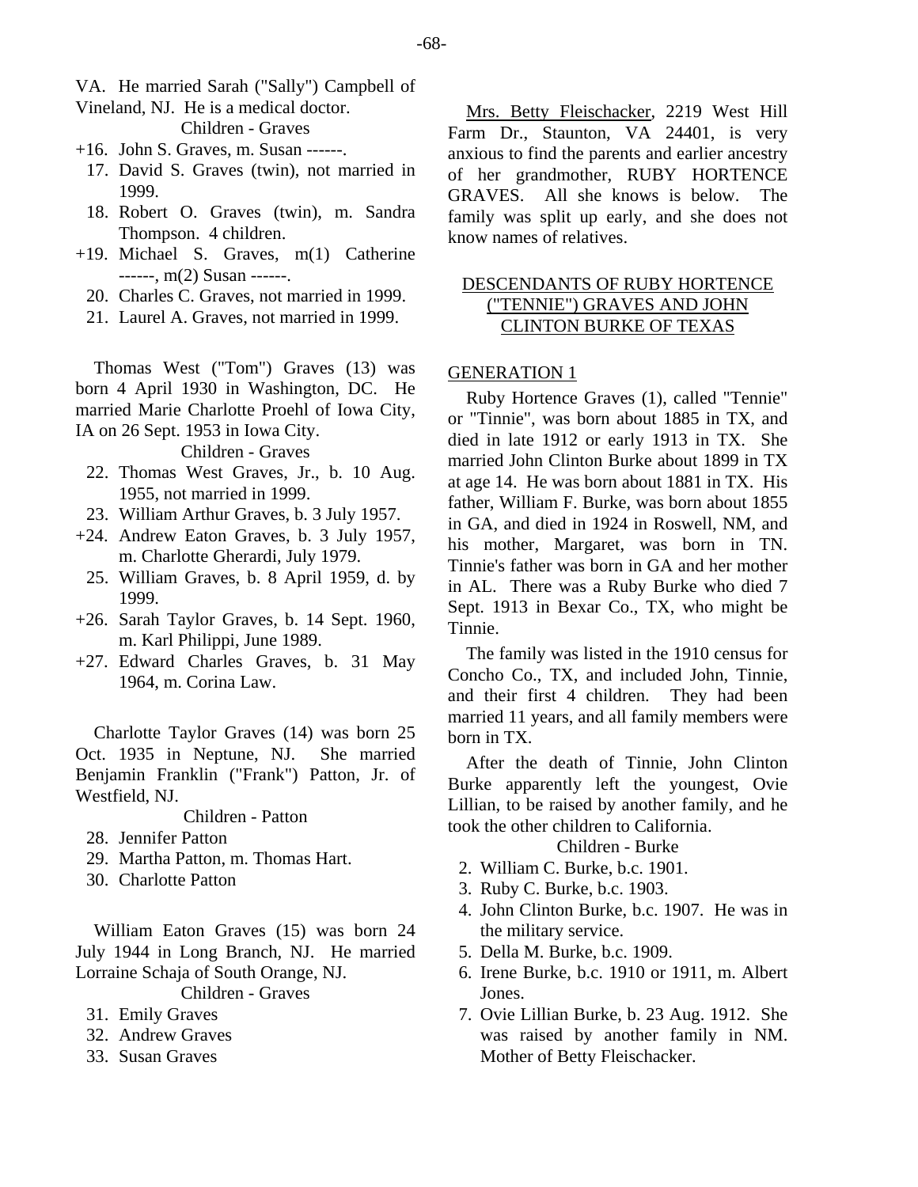VA. He married Sarah ("Sally") Campbell of Vineland, NJ. He is a medical doctor.

Children - Graves

+16. John S. Graves, m. Susan ------.
17. David S. Graves (twin), not married in 1999.
18. Robert O. Graves (twin), m. Sandra Thompson. 4 children.
+19. Michael S. Graves, m(1) Catherine ------, m(2) Susan ------.
20. Charles C. Graves, not married in 1999.
21. Laurel A. Graves, not married in 1999.

Thomas West ("Tom") Graves (13) was born 4 April 1930 in Washington, DC. He married Marie Charlotte Proehl of Iowa City, IA on 26 Sept. 1953 in Iowa City.

Children - Graves

22. Thomas West Graves, Jr., b. 10 Aug. 1955, not married in 1999.
23. William Arthur Graves, b. 3 July 1957.
+24. Andrew Eaton Graves, b. 3 July 1957, m. Charlotte Gherardi, July 1979.
25. William Graves, b. 8 April 1959, d. by 1999.
+26. Sarah Taylor Graves, b. 14 Sept. 1960, m. Karl Philippi, June 1989.
+27. Edward Charles Graves, b. 31 May 1964, m. Corina Law.

Charlotte Taylor Graves (14) was born 25 Oct. 1935 in Neptune, NJ. She married Benjamin Franklin ("Frank") Patton, Jr. of Westfield, NJ.

Children - Patton

28. Jennifer Patton
29. Martha Patton, m. Thomas Hart.
30. Charlotte Patton

William Eaton Graves (15) was born 24 July 1944 in Long Branch, NJ. He married Lorraine Schaja of South Orange, NJ.

Children - Graves

31. Emily Graves
32. Andrew Graves
33. Susan Graves

Mrs. Betty Fleischacker, 2219 West Hill Farm Dr., Staunton, VA 24401, is very anxious to find the parents and earlier ancestry of her grandmother, RUBY HORTENCE GRAVES. All she knows is below. The family was split up early, and she does not know names of relatives.

## DESCENDANTS OF RUBY HORTENCE ("TENNIE") GRAVES AND JOHN CLINTON BURKE OF TEXAS

### GENERATION 1

Ruby Hortence Graves (1), called "Tennie" or "Tinnie", was born about 1885 in TX, and died in late 1912 or early 1913 in TX. She married John Clinton Burke about 1899 in TX at age 14. He was born about 1881 in TX. His father, William F. Burke, was born about 1855 in GA, and died in 1924 in Roswell, NM, and his mother, Margaret, was born in TN. Tinnie's father was born in GA and her mother in AL. There was a Ruby Burke who died 7 Sept. 1913 in Bexar Co., TX, who might be Tinnie.

The family was listed in the 1910 census for Concho Co., TX, and included John, Tinnie, and their first 4 children. They had been married 11 years, and all family members were born in TX.

After the death of Tinnie, John Clinton Burke apparently left the youngest, Ovie Lillian, to be raised by another family, and he took the other children to California.

Children - Burke

2. William C. Burke, b.c. 1901.
3. Ruby C. Burke, b.c. 1903.
4. John Clinton Burke, b.c. 1907. He was in the military service.
5. Della M. Burke, b.c. 1909.
6. Irene Burke, b.c. 1910 or 1911, m. Albert Jones.
7. Ovie Lillian Burke, b. 23 Aug. 1912. She was raised by another family in NM. Mother of Betty Fleischacker.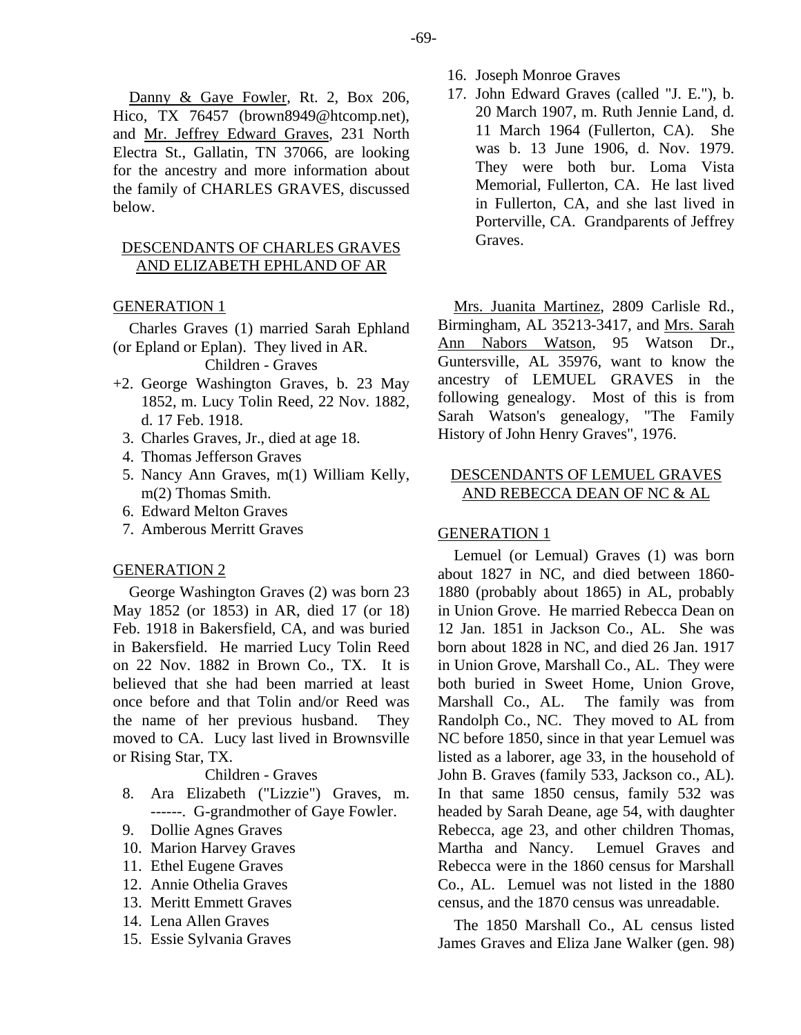Danny & Gaye Fowler, Rt. 2, Box 206, Hico, TX 76457 (brown8949@htcomp.net), and Mr. Jeffrey Edward Graves, 231 North Electra St., Gallatin, TN 37066, are looking for the ancestry and more information about the family of CHARLES GRAVES, discussed below.

## DESCENDANTS OF CHARLES GRAVES AND ELIZABETH EPHLAND OF AR

### GENERATION 1

Charles Graves (1) married Sarah Ephland (or Epland or Eplan). They lived in AR.

Children - Graves

+2. George Washington Graves, b. 23 May 1852, m. Lucy Tolin Reed, 22 Nov. 1882, d. 17 Feb. 1918.
3. Charles Graves, Jr., died at age 18.
4. Thomas Jefferson Graves
5. Nancy Ann Graves, m(1) William Kelly, m(2) Thomas Smith.
6. Edward Melton Graves
7. Amberous Merritt Graves

### GENERATION 2

George Washington Graves (2) was born 23 May 1852 (or 1853) in AR, died 17 (or 18) Feb. 1918 in Bakersfield, CA, and was buried in Bakersfield. He married Lucy Tolin Reed on 22 Nov. 1882 in Brown Co., TX. It is believed that she had been married at least once before and that Tolin and/or Reed was the name of her previous husband. They moved to CA. Lucy last lived in Brownsville or Rising Star, TX.

Children - Graves

8. Ara Elizabeth ("Lizzie") Graves, m. ------. G-grandmother of Gaye Fowler.
9. Dollie Agnes Graves
10. Marion Harvey Graves
11. Ethel Eugene Graves
12. Annie Othelia Graves
13. Meritt Emmett Graves
14. Lena Allen Graves
15. Essie Sylvania Graves
16. Joseph Monroe Graves
17. John Edward Graves (called "J. E."), b. 20 March 1907, m. Ruth Jennie Land, d. 11 March 1964 (Fullerton, CA). She was b. 13 June 1906, d. Nov. 1979. They were both bur. Loma Vista Memorial, Fullerton, CA. He last lived in Fullerton, CA, and she last lived in Porterville, CA. Grandparents of Jeffrey Graves.

Mrs. Juanita Martinez, 2809 Carlisle Rd., Birmingham, AL 35213-3417, and Mrs. Sarah Ann Nabors Watson, 95 Watson Dr., Guntersville, AL 35976, want to know the ancestry of LEMUEL GRAVES in the following genealogy. Most of this is from Sarah Watson's genealogy, "The Family History of John Henry Graves", 1976.

## DESCENDANTS OF LEMUEL GRAVES AND REBECCA DEAN OF NC & AL

### GENERATION 1

Lemuel (or Lemual) Graves (1) was born about 1827 in NC, and died between 1860-1880 (probably about 1865) in AL, probably in Union Grove. He married Rebecca Dean on 12 Jan. 1851 in Jackson Co., AL. She was born about 1828 in NC, and died 26 Jan. 1917 in Union Grove, Marshall Co., AL. They were both buried in Sweet Home, Union Grove, Marshall Co., AL. The family was from Randolph Co., NC. They moved to AL from NC before 1850, since in that year Lemuel was listed as a laborer, age 33, in the household of John B. Graves (family 533, Jackson co., AL). In that same 1850 census, family 532 was headed by Sarah Deane, age 54, with daughter Rebecca, age 23, and other children Thomas, Martha and Nancy. Lemuel Graves and Rebecca were in the 1860 census for Marshall Co., AL. Lemuel was not listed in the 1880 census, and the 1870 census was unreadable.

The 1850 Marshall Co., AL census listed James Graves and Eliza Jane Walker (gen. 98)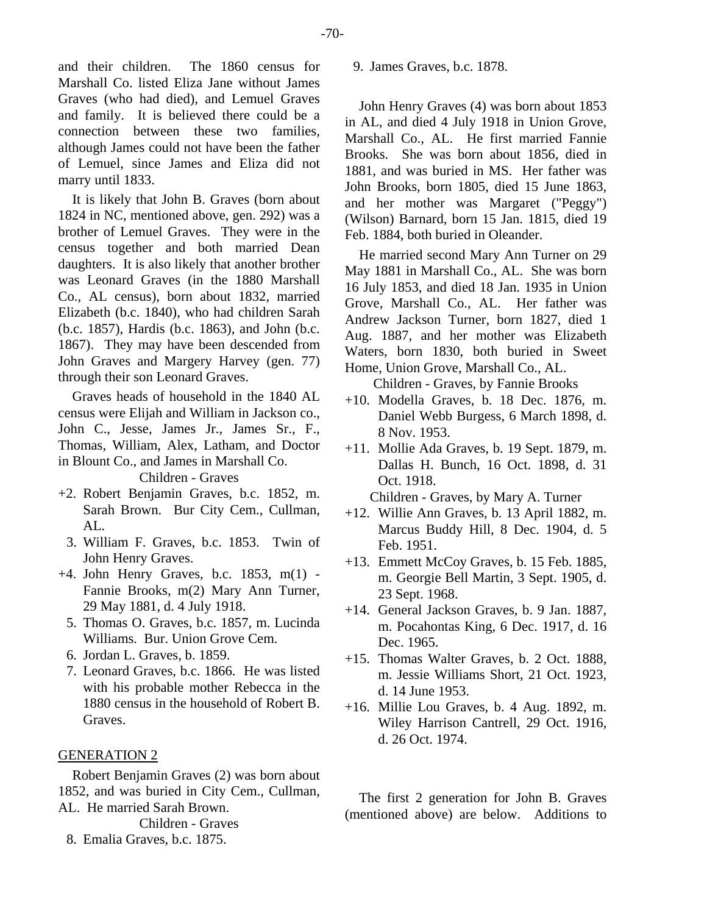and their children. The 1860 census for Marshall Co. listed Eliza Jane without James Graves (who had died), and Lemuel Graves and family. It is believed there could be a connection between these two families, although James could not have been the father of Lemuel, since James and Eliza did not marry until 1833.

It is likely that John B. Graves (born about 1824 in NC, mentioned above, gen. 292) was a brother of Lemuel Graves. They were in the census together and both married Dean daughters. It is also likely that another brother was Leonard Graves (in the 1880 Marshall Co., AL census), born about 1832, married Elizabeth (b.c. 1840), who had children Sarah (b.c. 1857), Hardis (b.c. 1863), and John (b.c. 1867). They may have been descended from John Graves and Margery Harvey (gen. 77) through their son Leonard Graves.

Graves heads of household in the 1840 AL census were Elijah and William in Jackson co., John C., Jesse, James Jr., James Sr., F., Thomas, William, Alex, Latham, and Doctor in Blount Co., and James in Marshall Co.

Children - Graves

+2. Robert Benjamin Graves, b.c. 1852, m. Sarah Brown. Bur City Cem., Cullman, AL.
3. William F. Graves, b.c. 1853. Twin of John Henry Graves.
+4. John Henry Graves, b.c. 1853, m(1) - Fannie Brooks, m(2) Mary Ann Turner, 29 May 1881, d. 4 July 1918.
5. Thomas O. Graves, b.c. 1857, m. Lucinda Williams. Bur. Union Grove Cem.
6. Jordan L. Graves, b. 1859.
7. Leonard Graves, b.c. 1866. He was listed with his probable mother Rebecca in the 1880 census in the household of Robert B. Graves.

## GENERATION 2

Robert Benjamin Graves (2) was born about 1852, and was buried in City Cem., Cullman, AL. He married Sarah Brown.

Children - Graves

8. Emalia Graves, b.c. 1875.
9. James Graves, b.c. 1878.

John Henry Graves (4) was born about 1853 in AL, and died 4 July 1918 in Union Grove, Marshall Co., AL. He first married Fannie Brooks. She was born about 1856, died in 1881, and was buried in MS. Her father was John Brooks, born 1805, died 15 June 1863, and her mother was Margaret ("Peggy") (Wilson) Barnard, born 15 Jan. 1815, died 19 Feb. 1884, both buried in Oleander.

He married second Mary Ann Turner on 29 May 1881 in Marshall Co., AL. She was born 16 July 1853, and died 18 Jan. 1935 in Union Grove, Marshall Co., AL. Her father was Andrew Jackson Turner, born 1827, died 1 Aug. 1887, and her mother was Elizabeth Waters, born 1830, both buried in Sweet Home, Union Grove, Marshall Co., AL.

Children - Graves, by Fannie Brooks

+10. Modella Graves, b. 18 Dec. 1876, m. Daniel Webb Burgess, 6 March 1898, d. 8 Nov. 1953.
+11. Mollie Ada Graves, b. 19 Sept. 1879, m. Dallas H. Bunch, 16 Oct. 1898, d. 31 Oct. 1918.

Children - Graves, by Mary A. Turner

+12. Willie Ann Graves, b. 13 April 1882, m. Marcus Buddy Hill, 8 Dec. 1904, d. 5 Feb. 1951.
+13. Emmett McCoy Graves, b. 15 Feb. 1885, m. Georgie Bell Martin, 3 Sept. 1905, d. 23 Sept. 1968.
+14. General Jackson Graves, b. 9 Jan. 1887, m. Pocahontas King, 6 Dec. 1917, d. 16 Dec. 1965.
+15. Thomas Walter Graves, b. 2 Oct. 1888, m. Jessie Williams Short, 21 Oct. 1923, d. 14 June 1953.
+16. Millie Lou Graves, b. 4 Aug. 1892, m. Wiley Harrison Cantrell, 29 Oct. 1916, d. 26 Oct. 1974.

The first 2 generation for John B. Graves (mentioned above) are below. Additions to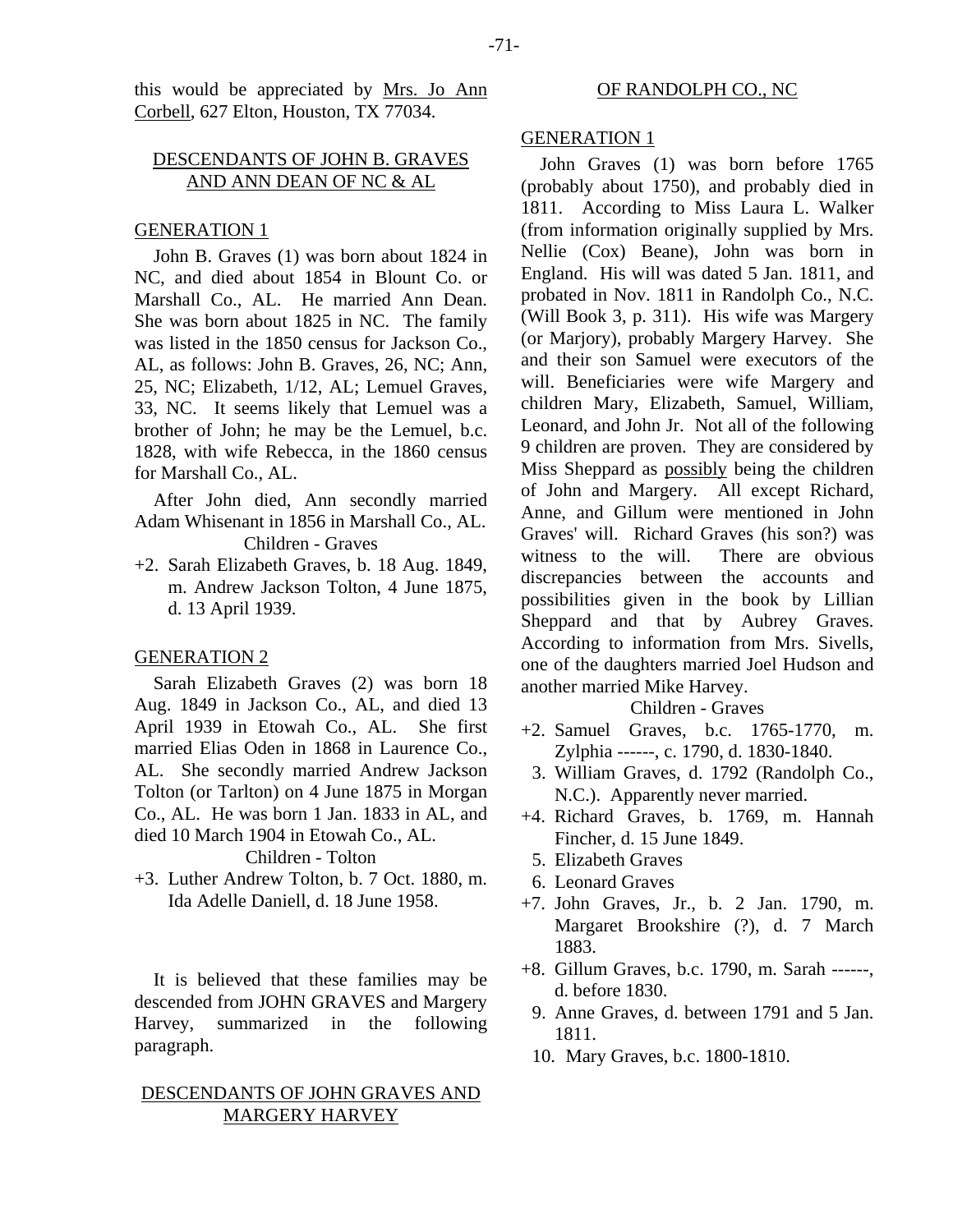this would be appreciated by Mrs. Jo Ann Corbell, 627 Elton, Houston, TX 77034.

## DESCENDANTS OF JOHN B. GRAVES AND ANN DEAN OF NC & AL

### GENERATION 1

John B. Graves (1) was born about 1824 in NC, and died about 1854 in Blount Co. or Marshall Co., AL. He married Ann Dean. She was born about 1825 in NC. The family was listed in the 1850 census for Jackson Co., AL, as follows: John B. Graves, 26, NC; Ann, 25, NC; Elizabeth, 1/12, AL; Lemuel Graves, 33, NC. It seems likely that Lemuel was a brother of John; he may be the Lemuel, b.c. 1828, with wife Rebecca, in the 1860 census for Marshall Co., AL.

After John died, Ann secondly married Adam Whisenant in 1856 in Marshall Co., AL.

Children - Graves

+2. Sarah Elizabeth Graves, b. 18 Aug. 1849, m. Andrew Jackson Tolton, 4 June 1875, d. 13 April 1939.

### GENERATION 2

Sarah Elizabeth Graves (2) was born 18 Aug. 1849 in Jackson Co., AL, and died 13 April 1939 in Etowah Co., AL. She first married Elias Oden in 1868 in Laurence Co., AL. She secondly married Andrew Jackson Tolton (or Tarlton) on 4 June 1875 in Morgan Co., AL. He was born 1 Jan. 1833 in AL, and died 10 March 1904 in Etowah Co., AL.

Children - Tolton

+3. Luther Andrew Tolton, b. 7 Oct. 1880, m. Ida Adelle Daniell, d. 18 June 1958.

It is believed that these families may be descended from JOHN GRAVES and Margery Harvey, summarized in the following paragraph.

## DESCENDANTS OF JOHN GRAVES AND MARGERY HARVEY OF RANDOLPH CO., NC

### GENERATION 1

John Graves (1) was born before 1765 (probably about 1750), and probably died in 1811. According to Miss Laura L. Walker (from information originally supplied by Mrs. Nellie (Cox) Beane), John was born in England. His will was dated 5 Jan. 1811, and probated in Nov. 1811 in Randolph Co., N.C. (Will Book 3, p. 311). His wife was Margery (or Marjory), probably Margery Harvey. She and their son Samuel were executors of the will. Beneficiaries were wife Margery and children Mary, Elizabeth, Samuel, William, Leonard, and John Jr. Not all of the following 9 children are proven. They are considered by Miss Sheppard as possibly being the children of John and Margery. All except Richard, Anne, and Gillum were mentioned in John Graves' will. Richard Graves (his son?) was witness to the will. There are obvious discrepancies between the accounts and possibilities given in the book by Lillian Sheppard and that by Aubrey Graves. According to information from Mrs. Sivells, one of the daughters married Joel Hudson and another married Mike Harvey.

Children - Graves

+2. Samuel Graves, b.c. 1765-1770, m. Zylphia ------, c. 1790, d. 1830-1840.
3. William Graves, d. 1792 (Randolph Co., N.C.). Apparently never married.
+4. Richard Graves, b. 1769, m. Hannah Fincher, d. 15 June 1849.
5. Elizabeth Graves
6. Leonard Graves
+7. John Graves, Jr., b. 2 Jan. 1790, m. Margaret Brookshire (?), d. 7 March 1883.
+8. Gillum Graves, b.c. 1790, m. Sarah ------, d. before 1830.
9. Anne Graves, d. between 1791 and 5 Jan. 1811.
10. Mary Graves, b.c. 1800-1810.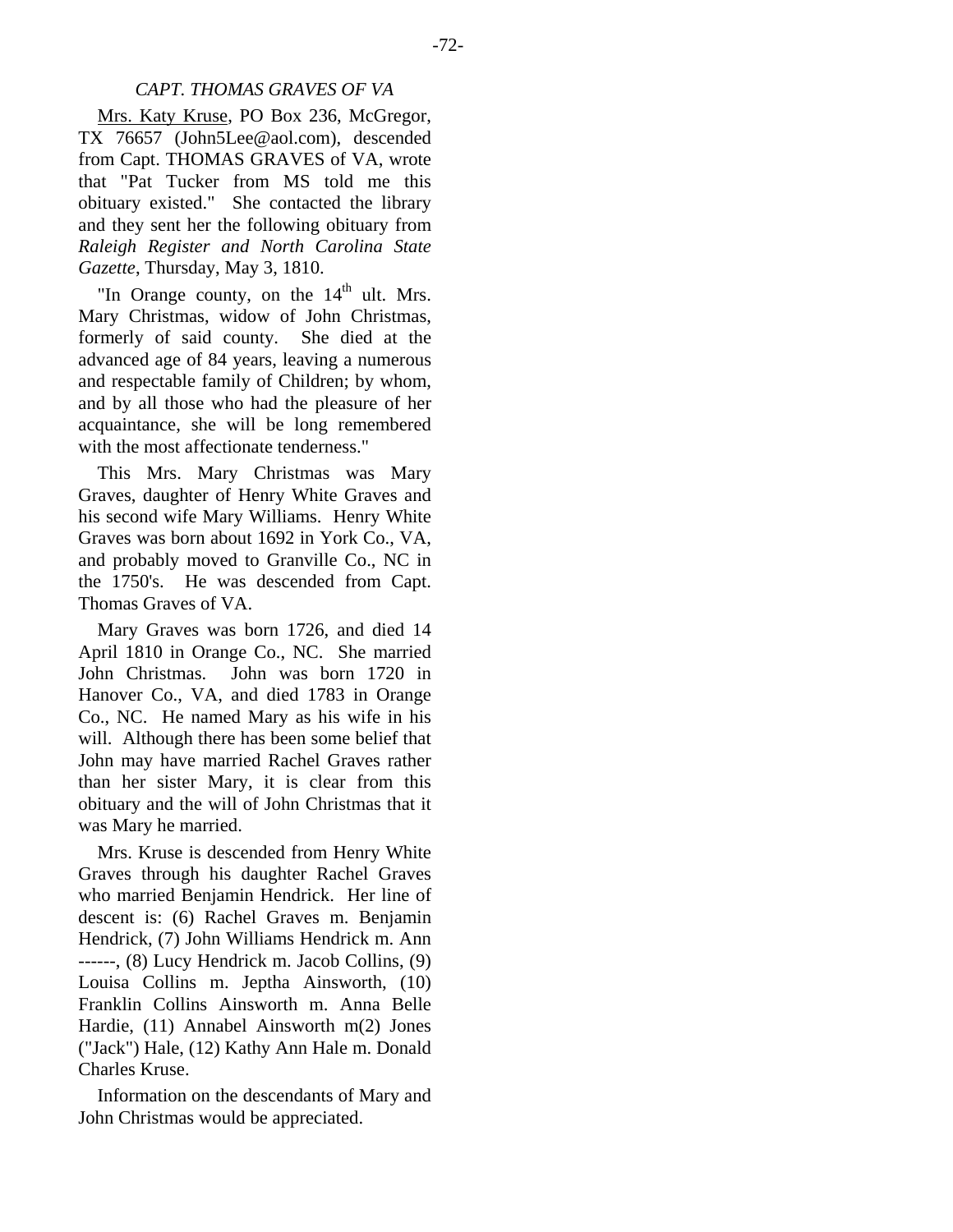### *CAPT. THOMAS GRAVES OF VA*

Mrs. Katy Kruse, PO Box 236, McGregor, TX 76657 (John5Lee@aol.com), descended from Capt. THOMAS GRAVES of VA, wrote that "Pat Tucker from MS told me this obituary existed." She contacted the library and they sent her the following obituary from *Raleigh Register and North Carolina State Gazette*, Thursday, May 3, 1810.

"In Orange county, on the 14th ult. Mrs. Mary Christmas, widow of John Christmas, formerly of said county. She died at the advanced age of 84 years, leaving a numerous and respectable family of Children; by whom, and by all those who had the pleasure of her acquaintance, she will be long remembered with the most affectionate tenderness."

This Mrs. Mary Christmas was Mary Graves, daughter of Henry White Graves and his second wife Mary Williams. Henry White Graves was born about 1692 in York Co., VA, and probably moved to Granville Co., NC in the 1750's. He was descended from Capt. Thomas Graves of VA.

Mary Graves was born 1726, and died 14 April 1810 in Orange Co., NC. She married John Christmas. John was born 1720 in Hanover Co., VA, and died 1783 in Orange Co., NC. He named Mary as his wife in his will. Although there has been some belief that John may have married Rachel Graves rather than her sister Mary, it is clear from this obituary and the will of John Christmas that it was Mary he married.

Mrs. Kruse is descended from Henry White Graves through his daughter Rachel Graves who married Benjamin Hendrick. Her line of descent is: (6) Rachel Graves m. Benjamin Hendrick, (7) John Williams Hendrick m. Ann ------, (8) Lucy Hendrick m. Jacob Collins, (9) Louisa Collins m. Jeptha Ainsworth, (10) Franklin Collins Ainsworth m. Anna Belle Hardie, (11) Annabel Ainsworth m(2) Jones ("Jack") Hale, (12) Kathy Ann Hale m. Donald Charles Kruse.

Information on the descendants of Mary and John Christmas would be appreciated.